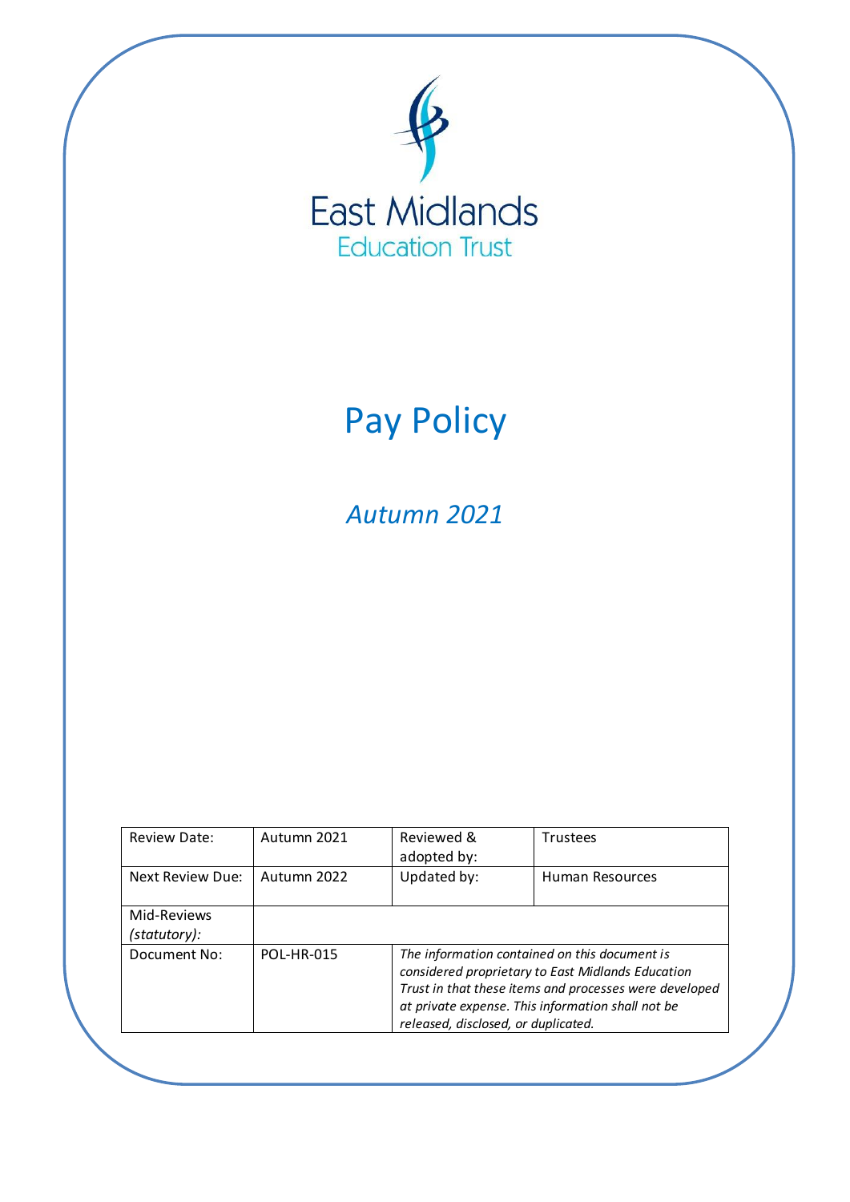East Midlands
Education Trust

# Pay Policy

## *Autumn 2021*

| Review Date: | Autumn 2021 | Reviewed & adopted by: | Trustees |
|---|---|---|---|
| Next Review Due: | Autumn 2022 | Updated by: | Human Resources |
| Mid-Reviews *(statutory)*: | | | |
| Document No: | POL-HR-015 | *The information contained on this document is considered proprietary to East Midlands Education Trust in that these items and processes were developed at private expense. This information shall not be released, disclosed, or duplicated.* | |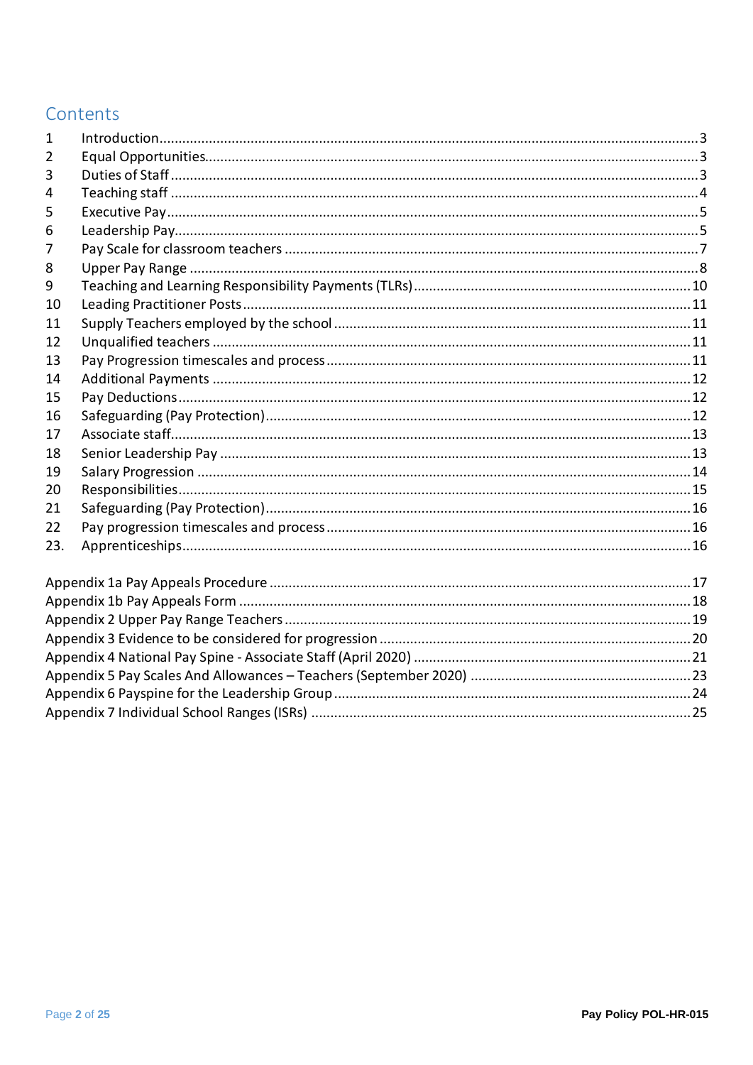## Contents

| | | |
|---|---|---|
| 1 | Introduction | 3 |
| 2 | Equal Opportunities | 3 |
| 3 | Duties of Staff | 3 |
| 4 | Teaching staff | 4 |
| 5 | Executive Pay | 5 |
| 6 | Leadership Pay | 5 |
| 7 | Pay Scale for classroom teachers | 7 |
| 8 | Upper Pay Range | 8 |
| 9 | Teaching and Learning Responsibility Payments (TLRs) | 10 |
| 10 | Leading Practitioner Posts | 11 |
| 11 | Supply Teachers employed by the school | 11 |
| 12 | Unqualified teachers | 11 |
| 13 | Pay Progression timescales and process | 11 |
| 14 | Additional Payments | 12 |
| 15 | Pay Deductions | 12 |
| 16 | Safeguarding (Pay Protection) | 12 |
| 17 | Associate staff | 13 |
| 18 | Senior Leadership Pay | 13 |
| 19 | Salary Progression | 14 |
| 20 | Responsibilities | 15 |
| 21 | Safeguarding (Pay Protection) | 16 |
| 22 | Pay progression timescales and process | 16 |
| 23. | Apprenticeships | 16 |

| | |
|---|---|
| Appendix 1a Pay Appeals Procedure | 17 |
| Appendix 1b Pay Appeals Form | 18 |
| Appendix 2 Upper Pay Range Teachers | 19 |
| Appendix 3 Evidence to be considered for progression | 20 |
| Appendix 4 National Pay Spine - Associate Staff (April 2020) | 21 |
| Appendix 5 Pay Scales And Allowances – Teachers (September 2020) | 23 |
| Appendix 6 Payspine for the Leadership Group | 24 |
| Appendix 7 Individual School Ranges (ISRs) | 25 |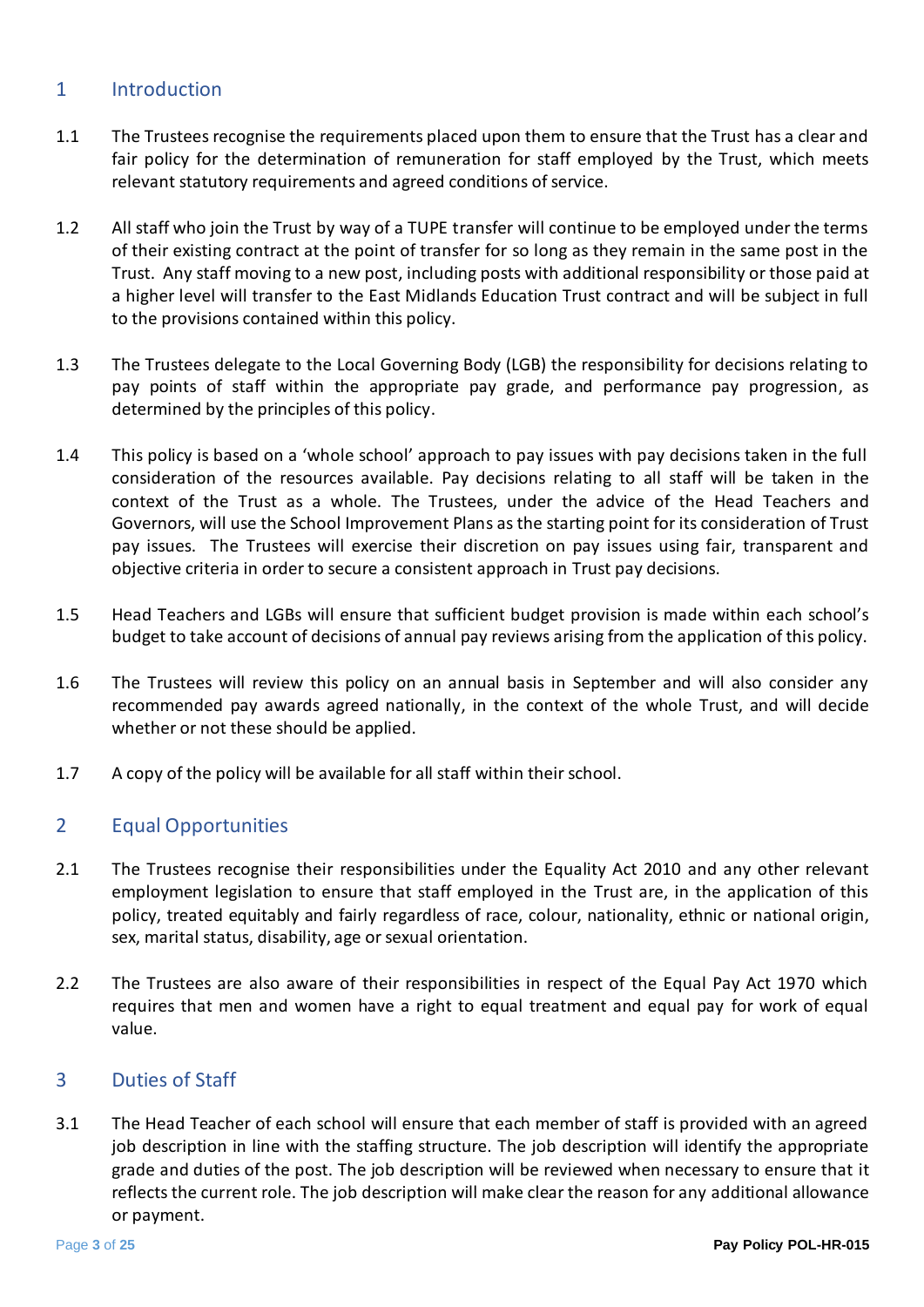## 1 Introduction

1.1 The Trustees recognise the requirements placed upon them to ensure that the Trust has a clear and fair policy for the determination of remuneration for staff employed by the Trust, which meets relevant statutory requirements and agreed conditions of service.

1.2 All staff who join the Trust by way of a TUPE transfer will continue to be employed under the terms of their existing contract at the point of transfer for so long as they remain in the same post in the Trust. Any staff moving to a new post, including posts with additional responsibility or those paid at a higher level will transfer to the East Midlands Education Trust contract and will be subject in full to the provisions contained within this policy.

1.3 The Trustees delegate to the Local Governing Body (LGB) the responsibility for decisions relating to pay points of staff within the appropriate pay grade, and performance pay progression, as determined by the principles of this policy.

1.4 This policy is based on a 'whole school' approach to pay issues with pay decisions taken in the full consideration of the resources available. Pay decisions relating to all staff will be taken in the context of the Trust as a whole. The Trustees, under the advice of the Head Teachers and Governors, will use the School Improvement Plans as the starting point for its consideration of Trust pay issues. The Trustees will exercise their discretion on pay issues using fair, transparent and objective criteria in order to secure a consistent approach in Trust pay decisions.

1.5 Head Teachers and LGBs will ensure that sufficient budget provision is made within each school's budget to take account of decisions of annual pay reviews arising from the application of this policy.

1.6 The Trustees will review this policy on an annual basis in September and will also consider any recommended pay awards agreed nationally, in the context of the whole Trust, and will decide whether or not these should be applied.

1.7 A copy of the policy will be available for all staff within their school.

## 2 Equal Opportunities

2.1 The Trustees recognise their responsibilities under the Equality Act 2010 and any other relevant employment legislation to ensure that staff employed in the Trust are, in the application of this policy, treated equitably and fairly regardless of race, colour, nationality, ethnic or national origin, sex, marital status, disability, age or sexual orientation.

2.2 The Trustees are also aware of their responsibilities in respect of the Equal Pay Act 1970 which requires that men and women have a right to equal treatment and equal pay for work of equal value.

## 3 Duties of Staff

3.1 The Head Teacher of each school will ensure that each member of staff is provided with an agreed job description in line with the staffing structure. The job description will identify the appropriate grade and duties of the post. The job description will be reviewed when necessary to ensure that it reflects the current role. The job description will make clear the reason for any additional allowance or payment.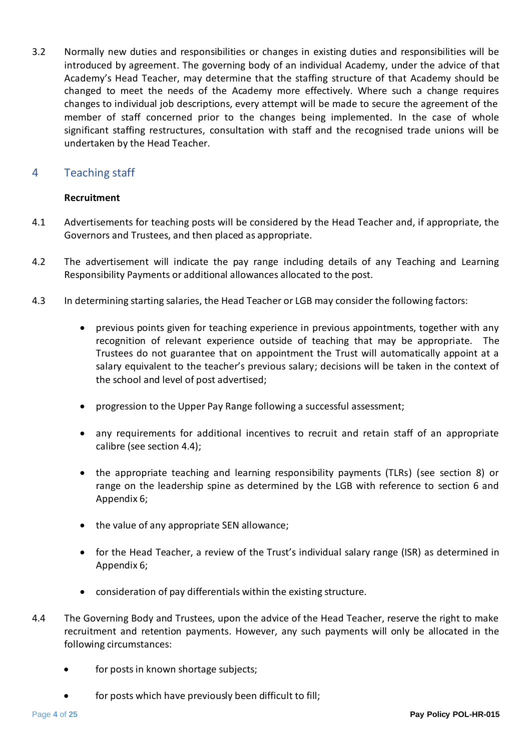3.2 Normally new duties and responsibilities or changes in existing duties and responsibilities will be introduced by agreement. The governing body of an individual Academy, under the advice of that Academy's Head Teacher, may determine that the staffing structure of that Academy should be changed to meet the needs of the Academy more effectively. Where such a change requires changes to individual job descriptions, every attempt will be made to secure the agreement of the member of staff concerned prior to the changes being implemented. In the case of whole significant staffing restructures, consultation with staff and the recognised trade unions will be undertaken by the Head Teacher.

## 4 Teaching staff

**Recruitment**

4.1 Advertisements for teaching posts will be considered by the Head Teacher and, if appropriate, the Governors and Trustees, and then placed as appropriate.

4.2 The advertisement will indicate the pay range including details of any Teaching and Learning Responsibility Payments or additional allowances allocated to the post.

4.3 In determining starting salaries, the Head Teacher or LGB may consider the following factors:

- previous points given for teaching experience in previous appointments, together with any recognition of relevant experience outside of teaching that may be appropriate. The Trustees do not guarantee that on appointment the Trust will automatically appoint at a salary equivalent to the teacher's previous salary; decisions will be taken in the context of the school and level of post advertised;
- progression to the Upper Pay Range following a successful assessment;
- any requirements for additional incentives to recruit and retain staff of an appropriate calibre (see section 4.4);
- the appropriate teaching and learning responsibility payments (TLRs) (see section 8) or range on the leadership spine as determined by the LGB with reference to section 6 and Appendix 6;
- the value of any appropriate SEN allowance;
- for the Head Teacher, a review of the Trust's individual salary range (ISR) as determined in Appendix 6;
- consideration of pay differentials within the existing structure.

4.4 The Governing Body and Trustees, upon the advice of the Head Teacher, reserve the right to make recruitment and retention payments. However, any such payments will only be allocated in the following circumstances:

- for posts in known shortage subjects;
- for posts which have previously been difficult to fill;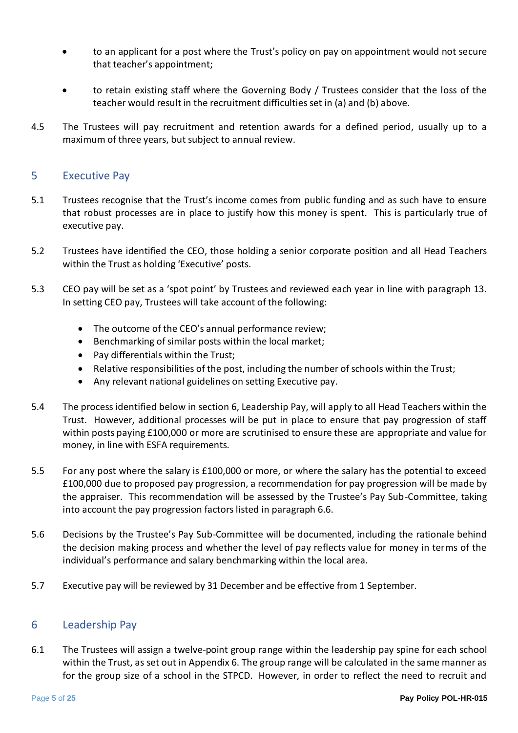- to an applicant for a post where the Trust's policy on pay on appointment would not secure that teacher's appointment;
- to retain existing staff where the Governing Body / Trustees consider that the loss of the teacher would result in the recruitment difficulties set in (a) and (b) above.

4.5 The Trustees will pay recruitment and retention awards for a defined period, usually up to a maximum of three years, but subject to annual review.

## 5 Executive Pay

5.1 Trustees recognise that the Trust's income comes from public funding and as such have to ensure that robust processes are in place to justify how this money is spent. This is particularly true of executive pay.

5.2 Trustees have identified the CEO, those holding a senior corporate position and all Head Teachers within the Trust as holding 'Executive' posts.

5.3 CEO pay will be set as a 'spot point' by Trustees and reviewed each year in line with paragraph 13. In setting CEO pay, Trustees will take account of the following:

- The outcome of the CEO's annual performance review;
- Benchmarking of similar posts within the local market;
- Pay differentials within the Trust;
- Relative responsibilities of the post, including the number of schools within the Trust;
- Any relevant national guidelines on setting Executive pay.

5.4 The process identified below in section 6, Leadership Pay, will apply to all Head Teachers within the Trust. However, additional processes will be put in place to ensure that pay progression of staff within posts paying £100,000 or more are scrutinised to ensure these are appropriate and value for money, in line with ESFA requirements.

5.5 For any post where the salary is £100,000 or more, or where the salary has the potential to exceed £100,000 due to proposed pay progression, a recommendation for pay progression will be made by the appraiser. This recommendation will be assessed by the Trustee's Pay Sub-Committee, taking into account the pay progression factors listed in paragraph 6.6.

5.6 Decisions by the Trustee's Pay Sub-Committee will be documented, including the rationale behind the decision making process and whether the level of pay reflects value for money in terms of the individual's performance and salary benchmarking within the local area.

5.7 Executive pay will be reviewed by 31 December and be effective from 1 September.

## 6 Leadership Pay

6.1 The Trustees will assign a twelve-point group range within the leadership pay spine for each school within the Trust, as set out in Appendix 6. The group range will be calculated in the same manner as for the group size of a school in the STPCD. However, in order to reflect the need to recruit and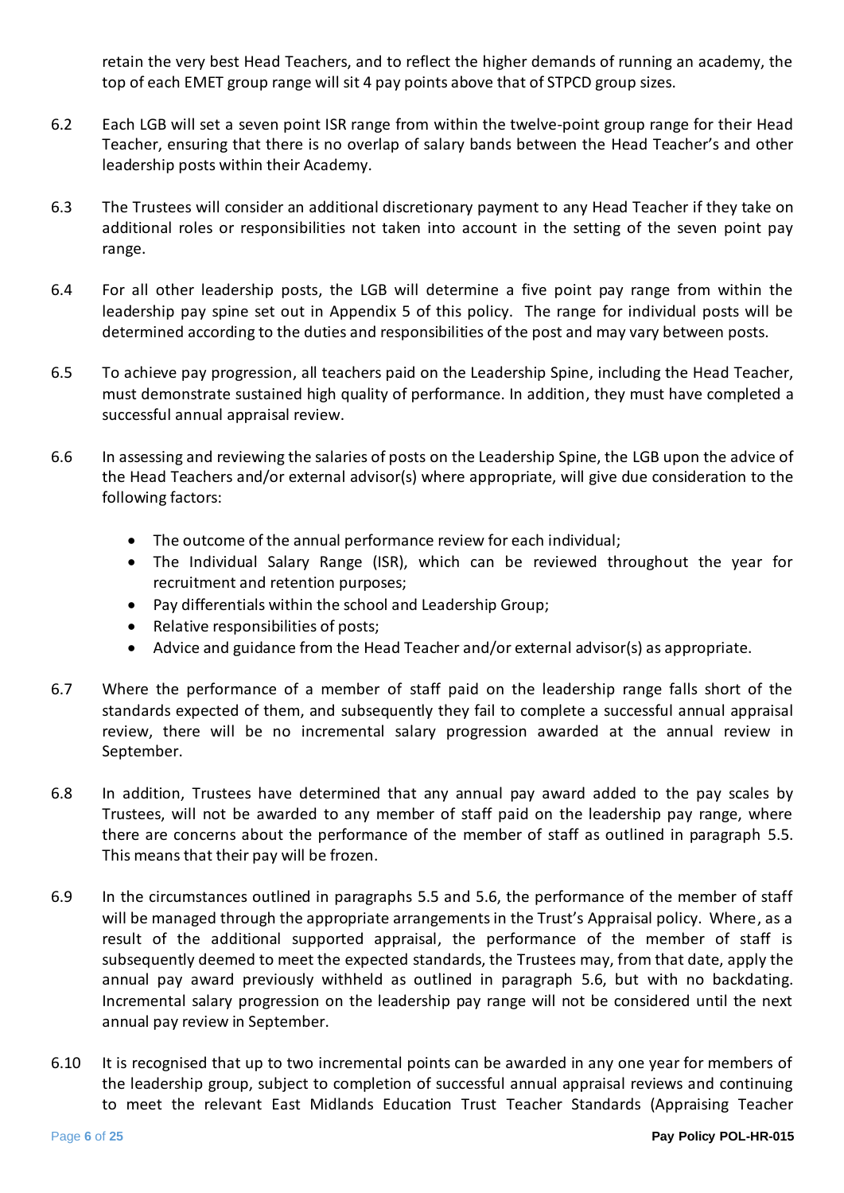retain the very best Head Teachers, and to reflect the higher demands of running an academy, the top of each EMET group range will sit 4 pay points above that of STPCD group sizes.

6.2 Each LGB will set a seven point ISR range from within the twelve-point group range for their Head Teacher, ensuring that there is no overlap of salary bands between the Head Teacher's and other leadership posts within their Academy.

6.3 The Trustees will consider an additional discretionary payment to any Head Teacher if they take on additional roles or responsibilities not taken into account in the setting of the seven point pay range.

6.4 For all other leadership posts, the LGB will determine a five point pay range from within the leadership pay spine set out in Appendix 5 of this policy. The range for individual posts will be determined according to the duties and responsibilities of the post and may vary between posts.

6.5 To achieve pay progression, all teachers paid on the Leadership Spine, including the Head Teacher, must demonstrate sustained high quality of performance. In addition, they must have completed a successful annual appraisal review.

6.6 In assessing and reviewing the salaries of posts on the Leadership Spine, the LGB upon the advice of the Head Teachers and/or external advisor(s) where appropriate, will give due consideration to the following factors:

- The outcome of the annual performance review for each individual;
- The Individual Salary Range (ISR), which can be reviewed throughout the year for recruitment and retention purposes;
- Pay differentials within the school and Leadership Group;
- Relative responsibilities of posts;
- Advice and guidance from the Head Teacher and/or external advisor(s) as appropriate.

6.7 Where the performance of a member of staff paid on the leadership range falls short of the standards expected of them, and subsequently they fail to complete a successful annual appraisal review, there will be no incremental salary progression awarded at the annual review in September.

6.8 In addition, Trustees have determined that any annual pay award added to the pay scales by Trustees, will not be awarded to any member of staff paid on the leadership pay range, where there are concerns about the performance of the member of staff as outlined in paragraph 5.5. This means that their pay will be frozen.

6.9 In the circumstances outlined in paragraphs 5.5 and 5.6, the performance of the member of staff will be managed through the appropriate arrangements in the Trust's Appraisal policy. Where, as a result of the additional supported appraisal, the performance of the member of staff is subsequently deemed to meet the expected standards, the Trustees may, from that date, apply the annual pay award previously withheld as outlined in paragraph 5.6, but with no backdating. Incremental salary progression on the leadership pay range will not be considered until the next annual pay review in September.

6.10 It is recognised that up to two incremental points can be awarded in any one year for members of the leadership group, subject to completion of successful annual appraisal reviews and continuing to meet the relevant East Midlands Education Trust Teacher Standards (Appraising Teacher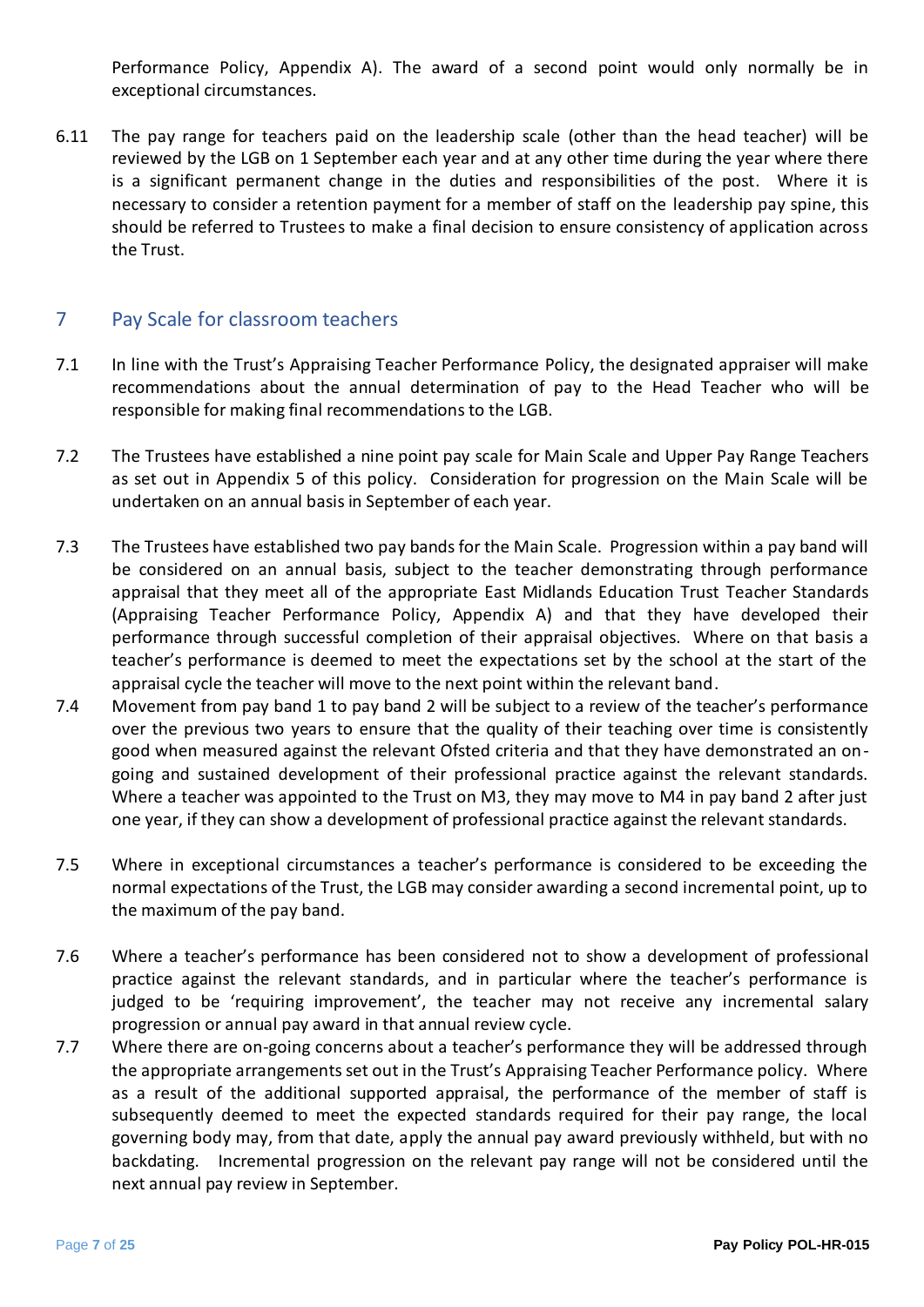Performance Policy, Appendix A). The award of a second point would only normally be in exceptional circumstances.

6.11 The pay range for teachers paid on the leadership scale (other than the head teacher) will be reviewed by the LGB on 1 September each year and at any other time during the year where there is a significant permanent change in the duties and responsibilities of the post. Where it is necessary to consider a retention payment for a member of staff on the leadership pay spine, this should be referred to Trustees to make a final decision to ensure consistency of application across the Trust.

## 7 Pay Scale for classroom teachers

7.1 In line with the Trust's Appraising Teacher Performance Policy, the designated appraiser will make recommendations about the annual determination of pay to the Head Teacher who will be responsible for making final recommendations to the LGB.

7.2 The Trustees have established a nine point pay scale for Main Scale and Upper Pay Range Teachers as set out in Appendix 5 of this policy. Consideration for progression on the Main Scale will be undertaken on an annual basis in September of each year.

7.3 The Trustees have established two pay bands for the Main Scale. Progression within a pay band will be considered on an annual basis, subject to the teacher demonstrating through performance appraisal that they meet all of the appropriate East Midlands Education Trust Teacher Standards (Appraising Teacher Performance Policy, Appendix A) and that they have developed their performance through successful completion of their appraisal objectives. Where on that basis a teacher's performance is deemed to meet the expectations set by the school at the start of the appraisal cycle the teacher will move to the next point within the relevant band.

7.4 Movement from pay band 1 to pay band 2 will be subject to a review of the teacher's performance over the previous two years to ensure that the quality of their teaching over time is consistently good when measured against the relevant Ofsted criteria and that they have demonstrated an on-going and sustained development of their professional practice against the relevant standards. Where a teacher was appointed to the Trust on M3, they may move to M4 in pay band 2 after just one year, if they can show a development of professional practice against the relevant standards.

7.5 Where in exceptional circumstances a teacher's performance is considered to be exceeding the normal expectations of the Trust, the LGB may consider awarding a second incremental point, up to the maximum of the pay band.

7.6 Where a teacher's performance has been considered not to show a development of professional practice against the relevant standards, and in particular where the teacher's performance is judged to be 'requiring improvement', the teacher may not receive any incremental salary progression or annual pay award in that annual review cycle.

7.7 Where there are on-going concerns about a teacher's performance they will be addressed through the appropriate arrangements set out in the Trust's Appraising Teacher Performance policy. Where as a result of the additional supported appraisal, the performance of the member of staff is subsequently deemed to meet the expected standards required for their pay range, the local governing body may, from that date, apply the annual pay award previously withheld, but with no backdating. Incremental progression on the relevant pay range will not be considered until the next annual pay review in September.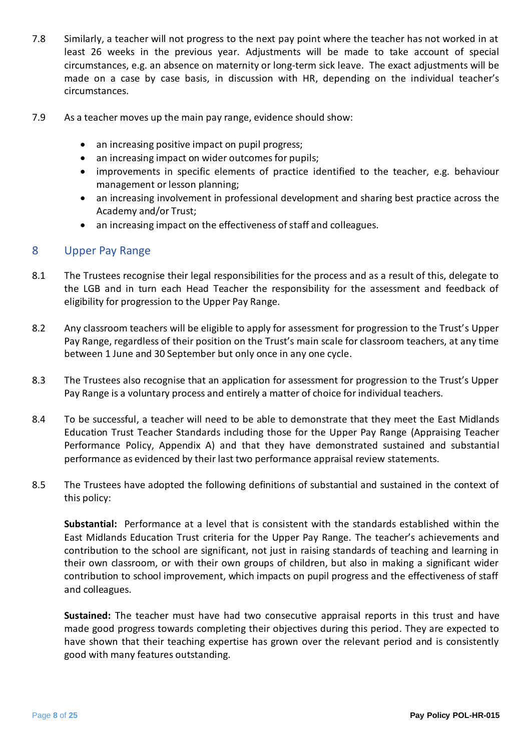7.8 Similarly, a teacher will not progress to the next pay point where the teacher has not worked in at least 26 weeks in the previous year. Adjustments will be made to take account of special circumstances, e.g. an absence on maternity or long-term sick leave. The exact adjustments will be made on a case by case basis, in discussion with HR, depending on the individual teacher's circumstances.

7.9 As a teacher moves up the main pay range, evidence should show:

- an increasing positive impact on pupil progress;
- an increasing impact on wider outcomes for pupils;
- improvements in specific elements of practice identified to the teacher, e.g. behaviour management or lesson planning;
- an increasing involvement in professional development and sharing best practice across the Academy and/or Trust;
- an increasing impact on the effectiveness of staff and colleagues.

## 8 Upper Pay Range

8.1 The Trustees recognise their legal responsibilities for the process and as a result of this, delegate to the LGB and in turn each Head Teacher the responsibility for the assessment and feedback of eligibility for progression to the Upper Pay Range.

8.2 Any classroom teachers will be eligible to apply for assessment for progression to the Trust's Upper Pay Range, regardless of their position on the Trust's main scale for classroom teachers, at any time between 1 June and 30 September but only once in any one cycle.

8.3 The Trustees also recognise that an application for assessment for progression to the Trust's Upper Pay Range is a voluntary process and entirely a matter of choice for individual teachers.

8.4 To be successful, a teacher will need to be able to demonstrate that they meet the East Midlands Education Trust Teacher Standards including those for the Upper Pay Range (Appraising Teacher Performance Policy, Appendix A) and that they have demonstrated sustained and substantial performance as evidenced by their last two performance appraisal review statements.

8.5 The Trustees have adopted the following definitions of substantial and sustained in the context of this policy:

**Substantial:** Performance at a level that is consistent with the standards established within the East Midlands Education Trust criteria for the Upper Pay Range. The teacher's achievements and contribution to the school are significant, not just in raising standards of teaching and learning in their own classroom, or with their own groups of children, but also in making a significant wider contribution to school improvement, which impacts on pupil progress and the effectiveness of staff and colleagues.

**Sustained:** The teacher must have had two consecutive appraisal reports in this trust and have made good progress towards completing their objectives during this period. They are expected to have shown that their teaching expertise has grown over the relevant period and is consistently good with many features outstanding.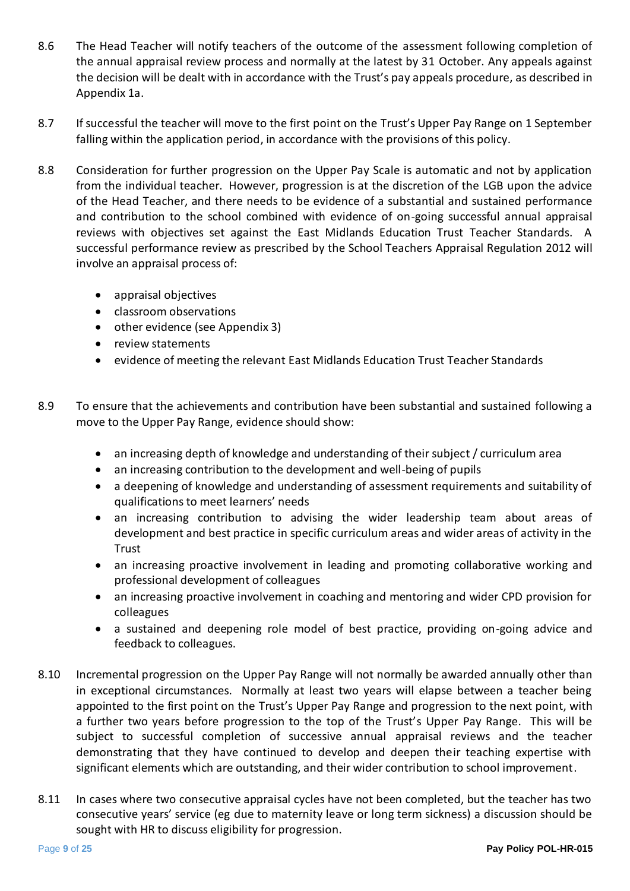8.6 The Head Teacher will notify teachers of the outcome of the assessment following completion of the annual appraisal review process and normally at the latest by 31 October. Any appeals against the decision will be dealt with in accordance with the Trust's pay appeals procedure, as described in Appendix 1a.

8.7 If successful the teacher will move to the first point on the Trust's Upper Pay Range on 1 September falling within the application period, in accordance with the provisions of this policy.

8.8 Consideration for further progression on the Upper Pay Scale is automatic and not by application from the individual teacher. However, progression is at the discretion of the LGB upon the advice of the Head Teacher, and there needs to be evidence of a substantial and sustained performance and contribution to the school combined with evidence of on-going successful annual appraisal reviews with objectives set against the East Midlands Education Trust Teacher Standards. A successful performance review as prescribed by the School Teachers Appraisal Regulation 2012 will involve an appraisal process of:

- appraisal objectives
- classroom observations
- other evidence (see Appendix 3)
- review statements
- evidence of meeting the relevant East Midlands Education Trust Teacher Standards

8.9 To ensure that the achievements and contribution have been substantial and sustained following a move to the Upper Pay Range, evidence should show:

- an increasing depth of knowledge and understanding of their subject / curriculum area
- an increasing contribution to the development and well-being of pupils
- a deepening of knowledge and understanding of assessment requirements and suitability of qualifications to meet learners' needs
- an increasing contribution to advising the wider leadership team about areas of development and best practice in specific curriculum areas and wider areas of activity in the Trust
- an increasing proactive involvement in leading and promoting collaborative working and professional development of colleagues
- an increasing proactive involvement in coaching and mentoring and wider CPD provision for colleagues
- a sustained and deepening role model of best practice, providing on-going advice and feedback to colleagues.

8.10 Incremental progression on the Upper Pay Range will not normally be awarded annually other than in exceptional circumstances. Normally at least two years will elapse between a teacher being appointed to the first point on the Trust's Upper Pay Range and progression to the next point, with a further two years before progression to the top of the Trust's Upper Pay Range. This will be subject to successful completion of successive annual appraisal reviews and the teacher demonstrating that they have continued to develop and deepen their teaching expertise with significant elements which are outstanding, and their wider contribution to school improvement.

8.11 In cases where two consecutive appraisal cycles have not been completed, but the teacher has two consecutive years' service (eg due to maternity leave or long term sickness) a discussion should be sought with HR to discuss eligibility for progression.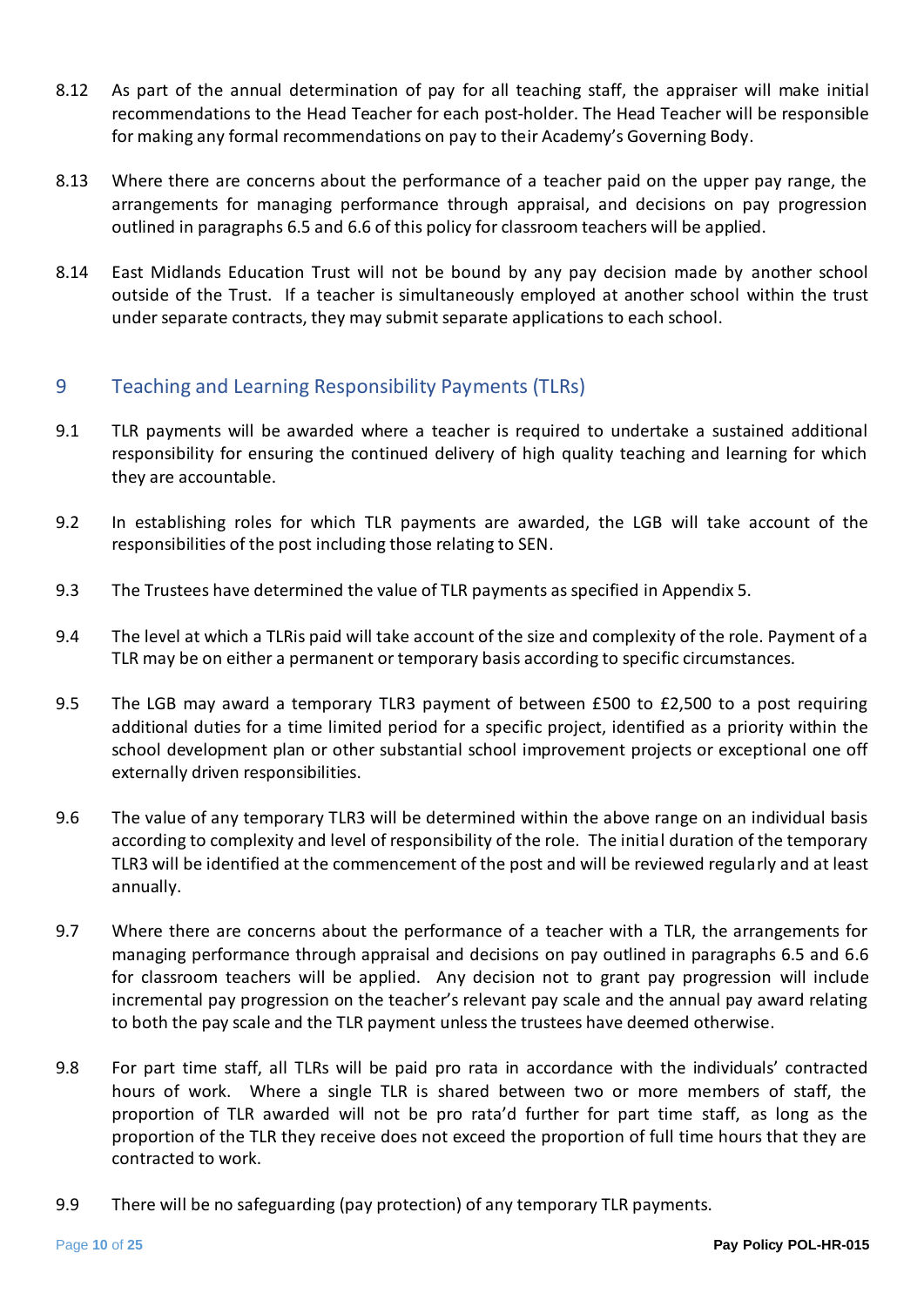8.12 As part of the annual determination of pay for all teaching staff, the appraiser will make initial recommendations to the Head Teacher for each post-holder. The Head Teacher will be responsible for making any formal recommendations on pay to their Academy's Governing Body.

8.13 Where there are concerns about the performance of a teacher paid on the upper pay range, the arrangements for managing performance through appraisal, and decisions on pay progression outlined in paragraphs 6.5 and 6.6 of this policy for classroom teachers will be applied.

8.14 East Midlands Education Trust will not be bound by any pay decision made by another school outside of the Trust. If a teacher is simultaneously employed at another school within the trust under separate contracts, they may submit separate applications to each school.

## 9 Teaching and Learning Responsibility Payments (TLRs)

9.1 TLR payments will be awarded where a teacher is required to undertake a sustained additional responsibility for ensuring the continued delivery of high quality teaching and learning for which they are accountable.

9.2 In establishing roles for which TLR payments are awarded, the LGB will take account of the responsibilities of the post including those relating to SEN.

9.3 The Trustees have determined the value of TLR payments as specified in Appendix 5.

9.4 The level at which a TLRis paid will take account of the size and complexity of the role. Payment of a TLR may be on either a permanent or temporary basis according to specific circumstances.

9.5 The LGB may award a temporary TLR3 payment of between £500 to £2,500 to a post requiring additional duties for a time limited period for a specific project, identified as a priority within the school development plan or other substantial school improvement projects or exceptional one off externally driven responsibilities.

9.6 The value of any temporary TLR3 will be determined within the above range on an individual basis according to complexity and level of responsibility of the role. The initial duration of the temporary TLR3 will be identified at the commencement of the post and will be reviewed regularly and at least annually.

9.7 Where there are concerns about the performance of a teacher with a TLR, the arrangements for managing performance through appraisal and decisions on pay outlined in paragraphs 6.5 and 6.6 for classroom teachers will be applied. Any decision not to grant pay progression will include incremental pay progression on the teacher's relevant pay scale and the annual pay award relating to both the pay scale and the TLR payment unless the trustees have deemed otherwise.

9.8 For part time staff, all TLRs will be paid pro rata in accordance with the individuals' contracted hours of work. Where a single TLR is shared between two or more members of staff, the proportion of TLR awarded will not be pro rata'd further for part time staff, as long as the proportion of the TLR they receive does not exceed the proportion of full time hours that they are contracted to work.

9.9 There will be no safeguarding (pay protection) of any temporary TLR payments.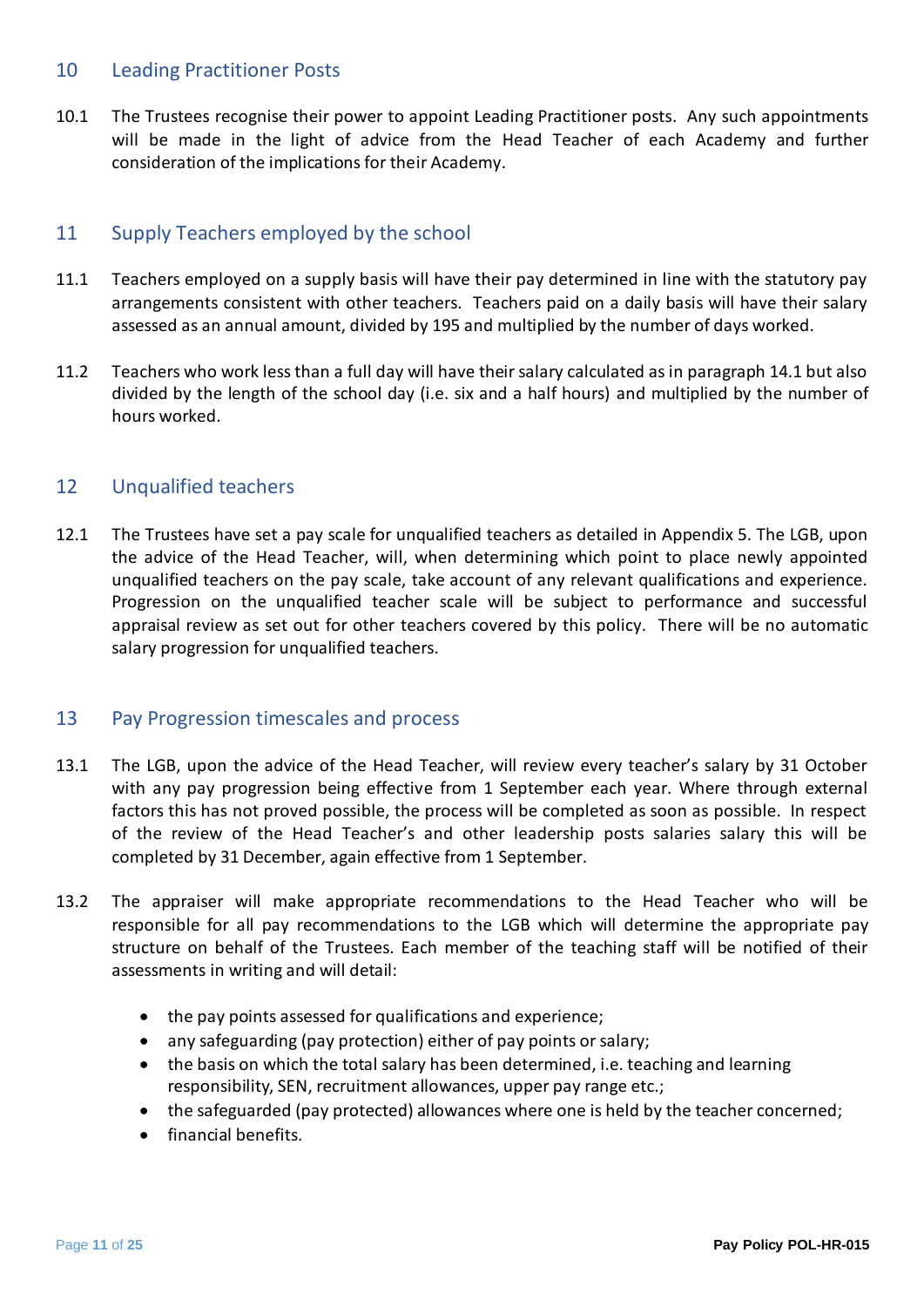## 10 Leading Practitioner Posts

10.1 The Trustees recognise their power to appoint Leading Practitioner posts. Any such appointments will be made in the light of advice from the Head Teacher of each Academy and further consideration of the implications for their Academy.

## 11 Supply Teachers employed by the school

11.1 Teachers employed on a supply basis will have their pay determined in line with the statutory pay arrangements consistent with other teachers. Teachers paid on a daily basis will have their salary assessed as an annual amount, divided by 195 and multiplied by the number of days worked.

11.2 Teachers who work less than a full day will have their salary calculated as in paragraph 14.1 but also divided by the length of the school day (i.e. six and a half hours) and multiplied by the number of hours worked.

## 12 Unqualified teachers

12.1 The Trustees have set a pay scale for unqualified teachers as detailed in Appendix 5. The LGB, upon the advice of the Head Teacher, will, when determining which point to place newly appointed unqualified teachers on the pay scale, take account of any relevant qualifications and experience. Progression on the unqualified teacher scale will be subject to performance and successful appraisal review as set out for other teachers covered by this policy. There will be no automatic salary progression for unqualified teachers.

## 13 Pay Progression timescales and process

13.1 The LGB, upon the advice of the Head Teacher, will review every teacher's salary by 31 October with any pay progression being effective from 1 September each year. Where through external factors this has not proved possible, the process will be completed as soon as possible. In respect of the review of the Head Teacher's and other leadership posts salaries salary this will be completed by 31 December, again effective from 1 September.

13.2 The appraiser will make appropriate recommendations to the Head Teacher who will be responsible for all pay recommendations to the LGB which will determine the appropriate pay structure on behalf of the Trustees. Each member of the teaching staff will be notified of their assessments in writing and will detail:

- the pay points assessed for qualifications and experience;
- any safeguarding (pay protection) either of pay points or salary;
- the basis on which the total salary has been determined, i.e. teaching and learning responsibility, SEN, recruitment allowances, upper pay range etc.;
- the safeguarded (pay protected) allowances where one is held by the teacher concerned;
- financial benefits.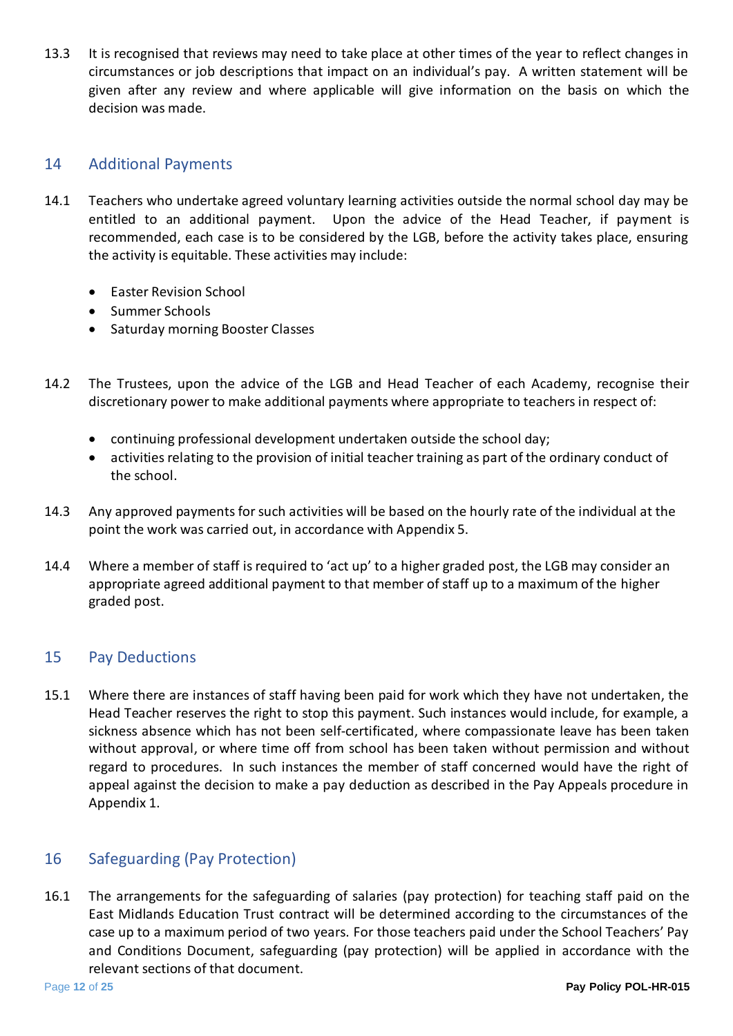13.3 It is recognised that reviews may need to take place at other times of the year to reflect changes in circumstances or job descriptions that impact on an individual's pay. A written statement will be given after any review and where applicable will give information on the basis on which the decision was made.

## 14 Additional Payments

14.1 Teachers who undertake agreed voluntary learning activities outside the normal school day may be entitled to an additional payment. Upon the advice of the Head Teacher, if payment is recommended, each case is to be considered by the LGB, before the activity takes place, ensuring the activity is equitable. These activities may include:

- Easter Revision School
- Summer Schools
- Saturday morning Booster Classes

14.2 The Trustees, upon the advice of the LGB and Head Teacher of each Academy, recognise their discretionary power to make additional payments where appropriate to teachers in respect of:

- continuing professional development undertaken outside the school day;
- activities relating to the provision of initial teacher training as part of the ordinary conduct of the school.

14.3 Any approved payments for such activities will be based on the hourly rate of the individual at the point the work was carried out, in accordance with Appendix 5.

14.4 Where a member of staff is required to 'act up' to a higher graded post, the LGB may consider an appropriate agreed additional payment to that member of staff up to a maximum of the higher graded post.

## 15 Pay Deductions

15.1 Where there are instances of staff having been paid for work which they have not undertaken, the Head Teacher reserves the right to stop this payment. Such instances would include, for example, a sickness absence which has not been self-certificated, where compassionate leave has been taken without approval, or where time off from school has been taken without permission and without regard to procedures. In such instances the member of staff concerned would have the right of appeal against the decision to make a pay deduction as described in the Pay Appeals procedure in Appendix 1.

## 16 Safeguarding (Pay Protection)

16.1 The arrangements for the safeguarding of salaries (pay protection) for teaching staff paid on the East Midlands Education Trust contract will be determined according to the circumstances of the case up to a maximum period of two years. For those teachers paid under the School Teachers' Pay and Conditions Document, safeguarding (pay protection) will be applied in accordance with the relevant sections of that document.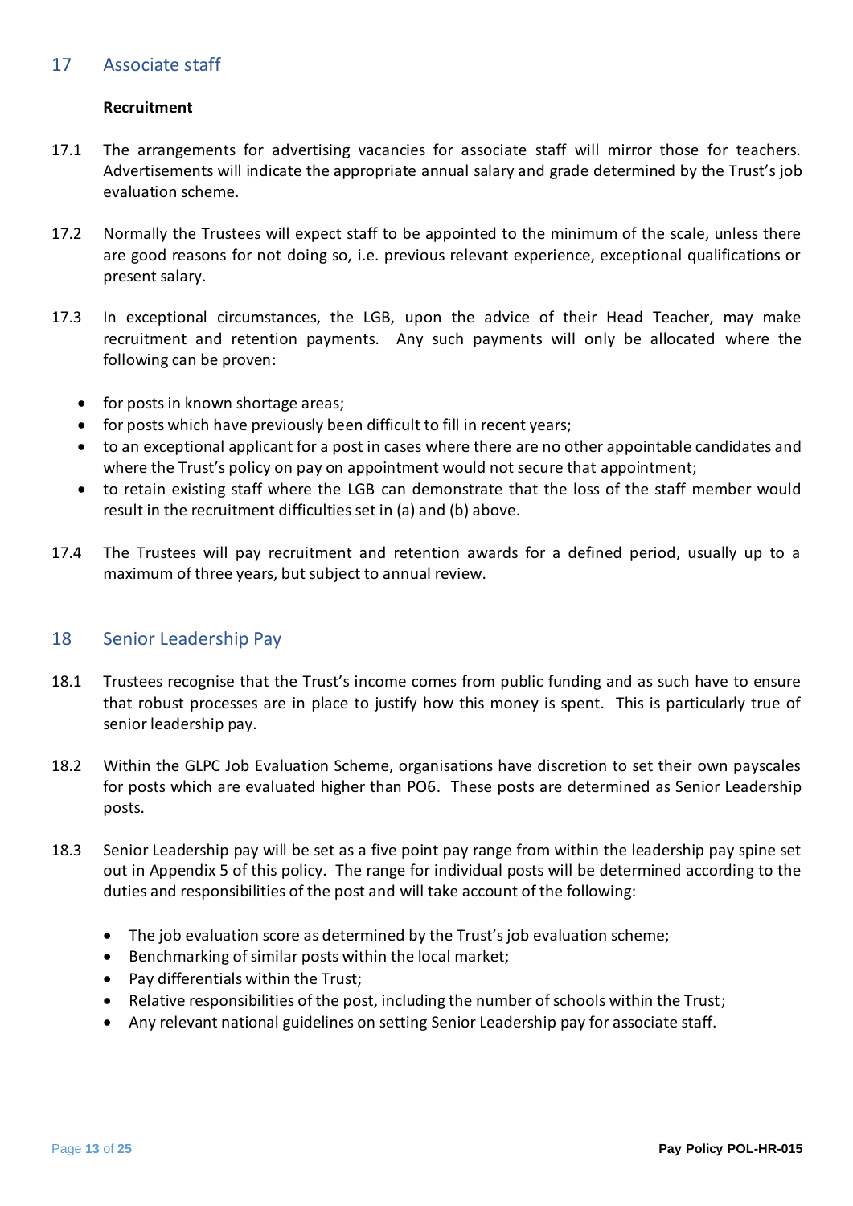## 17 Associate staff

**Recruitment**

17.1 The arrangements for advertising vacancies for associate staff will mirror those for teachers. Advertisements will indicate the appropriate annual salary and grade determined by the Trust's job evaluation scheme.

17.2 Normally the Trustees will expect staff to be appointed to the minimum of the scale, unless there are good reasons for not doing so, i.e. previous relevant experience, exceptional qualifications or present salary.

17.3 In exceptional circumstances, the LGB, upon the advice of their Head Teacher, may make recruitment and retention payments. Any such payments will only be allocated where the following can be proven:

- for posts in known shortage areas;
- for posts which have previously been difficult to fill in recent years;
- to an exceptional applicant for a post in cases where there are no other appointable candidates and where the Trust's policy on pay on appointment would not secure that appointment;
- to retain existing staff where the LGB can demonstrate that the loss of the staff member would result in the recruitment difficulties set in (a) and (b) above.

17.4 The Trustees will pay recruitment and retention awards for a defined period, usually up to a maximum of three years, but subject to annual review.

## 18 Senior Leadership Pay

18.1 Trustees recognise that the Trust's income comes from public funding and as such have to ensure that robust processes are in place to justify how this money is spent. This is particularly true of senior leadership pay.

18.2 Within the GLPC Job Evaluation Scheme, organisations have discretion to set their own payscales for posts which are evaluated higher than PO6. These posts are determined as Senior Leadership posts.

18.3 Senior Leadership pay will be set as a five point pay range from within the leadership pay spine set out in Appendix 5 of this policy. The range for individual posts will be determined according to the duties and responsibilities of the post and will take account of the following:

- The job evaluation score as determined by the Trust's job evaluation scheme;
- Benchmarking of similar posts within the local market;
- Pay differentials within the Trust;
- Relative responsibilities of the post, including the number of schools within the Trust;
- Any relevant national guidelines on setting Senior Leadership pay for associate staff.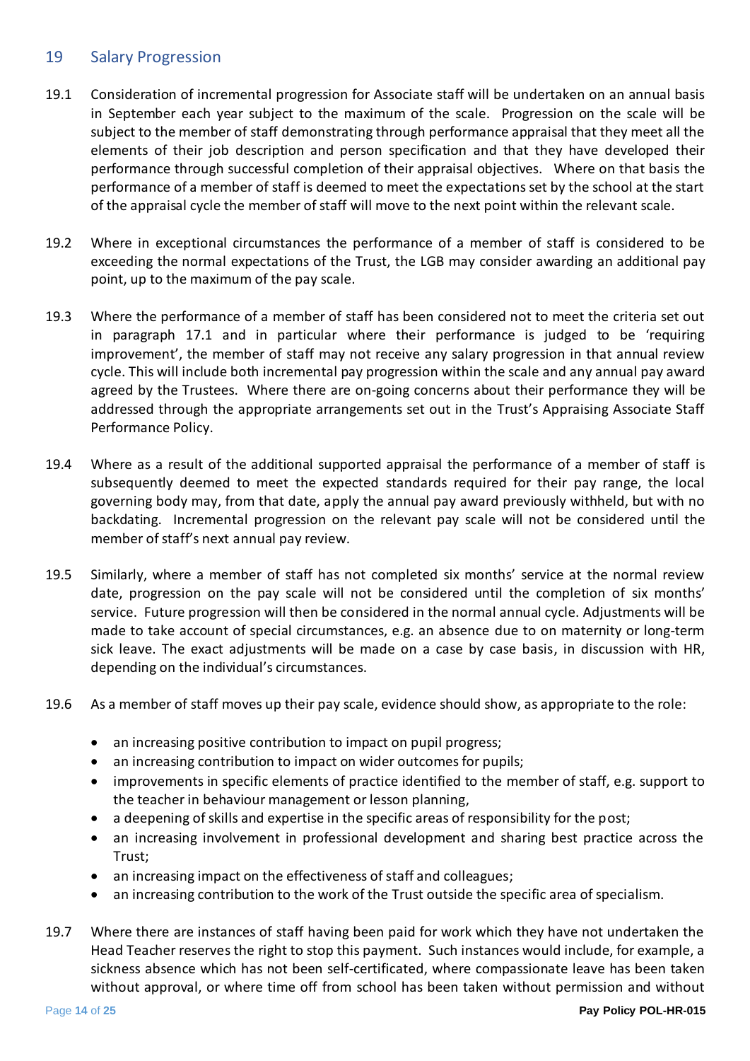## 19 Salary Progression

19.1 Consideration of incremental progression for Associate staff will be undertaken on an annual basis in September each year subject to the maximum of the scale. Progression on the scale will be subject to the member of staff demonstrating through performance appraisal that they meet all the elements of their job description and person specification and that they have developed their performance through successful completion of their appraisal objectives. Where on that basis the performance of a member of staff is deemed to meet the expectations set by the school at the start of the appraisal cycle the member of staff will move to the next point within the relevant scale.

19.2 Where in exceptional circumstances the performance of a member of staff is considered to be exceeding the normal expectations of the Trust, the LGB may consider awarding an additional pay point, up to the maximum of the pay scale.

19.3 Where the performance of a member of staff has been considered not to meet the criteria set out in paragraph 17.1 and in particular where their performance is judged to be 'requiring improvement', the member of staff may not receive any salary progression in that annual review cycle. This will include both incremental pay progression within the scale and any annual pay award agreed by the Trustees. Where there are on-going concerns about their performance they will be addressed through the appropriate arrangements set out in the Trust's Appraising Associate Staff Performance Policy.

19.4 Where as a result of the additional supported appraisal the performance of a member of staff is subsequently deemed to meet the expected standards required for their pay range, the local governing body may, from that date, apply the annual pay award previously withheld, but with no backdating. Incremental progression on the relevant pay scale will not be considered until the member of staff's next annual pay review.

19.5 Similarly, where a member of staff has not completed six months' service at the normal review date, progression on the pay scale will not be considered until the completion of six months' service. Future progression will then be considered in the normal annual cycle. Adjustments will be made to take account of special circumstances, e.g. an absence due to on maternity or long-term sick leave. The exact adjustments will be made on a case by case basis, in discussion with HR, depending on the individual's circumstances.

19.6 As a member of staff moves up their pay scale, evidence should show, as appropriate to the role:

- an increasing positive contribution to impact on pupil progress;
- an increasing contribution to impact on wider outcomes for pupils;
- improvements in specific elements of practice identified to the member of staff, e.g. support to the teacher in behaviour management or lesson planning,
- a deepening of skills and expertise in the specific areas of responsibility for the post;
- an increasing involvement in professional development and sharing best practice across the Trust;
- an increasing impact on the effectiveness of staff and colleagues;
- an increasing contribution to the work of the Trust outside the specific area of specialism.

19.7 Where there are instances of staff having been paid for work which they have not undertaken the Head Teacher reserves the right to stop this payment. Such instances would include, for example, a sickness absence which has not been self-certificated, where compassionate leave has been taken without approval, or where time off from school has been taken without permission and without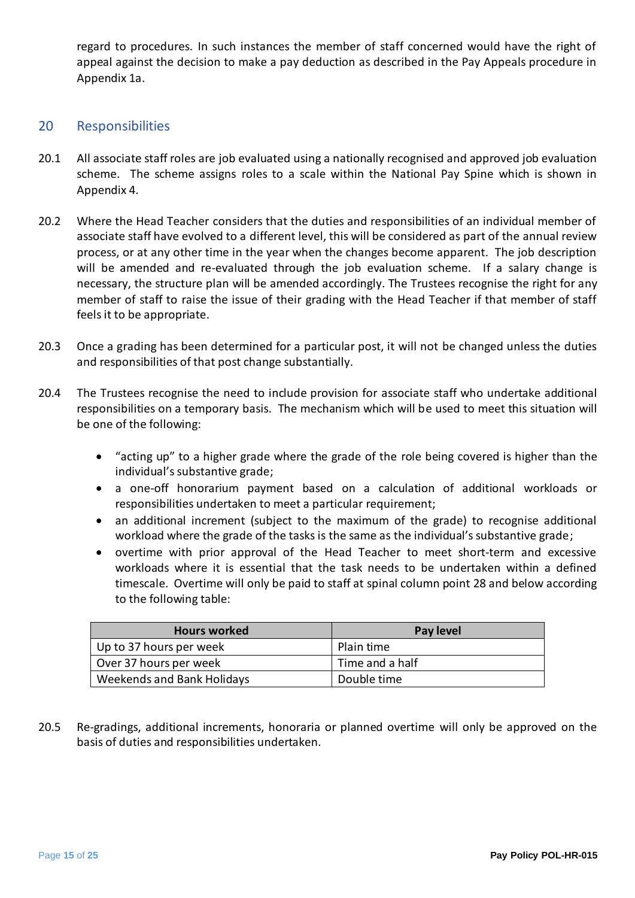regard to procedures. In such instances the member of staff concerned would have the right of appeal against the decision to make a pay deduction as described in the Pay Appeals procedure in Appendix 1a.

## 20 Responsibilities

20.1 All associate staff roles are job evaluated using a nationally recognised and approved job evaluation scheme. The scheme assigns roles to a scale within the National Pay Spine which is shown in Appendix 4.

20.2 Where the Head Teacher considers that the duties and responsibilities of an individual member of associate staff have evolved to a different level, this will be considered as part of the annual review process, or at any other time in the year when the changes become apparent. The job description will be amended and re-evaluated through the job evaluation scheme. If a salary change is necessary, the structure plan will be amended accordingly. The Trustees recognise the right for any member of staff to raise the issue of their grading with the Head Teacher if that member of staff feels it to be appropriate.

20.3 Once a grading has been determined for a particular post, it will not be changed unless the duties and responsibilities of that post change substantially.

20.4 The Trustees recognise the need to include provision for associate staff who undertake additional responsibilities on a temporary basis. The mechanism which will be used to meet this situation will be one of the following:

- "acting up" to a higher grade where the grade of the role being covered is higher than the individual's substantive grade;
- a one-off honorarium payment based on a calculation of additional workloads or responsibilities undertaken to meet a particular requirement;
- an additional increment (subject to the maximum of the grade) to recognise additional workload where the grade of the tasks is the same as the individual's substantive grade;
- overtime with prior approval of the Head Teacher to meet short-term and excessive workloads where it is essential that the task needs to be undertaken within a defined timescale. Overtime will only be paid to staff at spinal column point 28 and below according to the following table:

| Hours worked | Pay level |
|---|---|
| Up to 37 hours per week | Plain time |
| Over 37 hours per week | Time and a half |
| Weekends and Bank Holidays | Double time |

20.5 Re-gradings, additional increments, honoraria or planned overtime will only be approved on the basis of duties and responsibilities undertaken.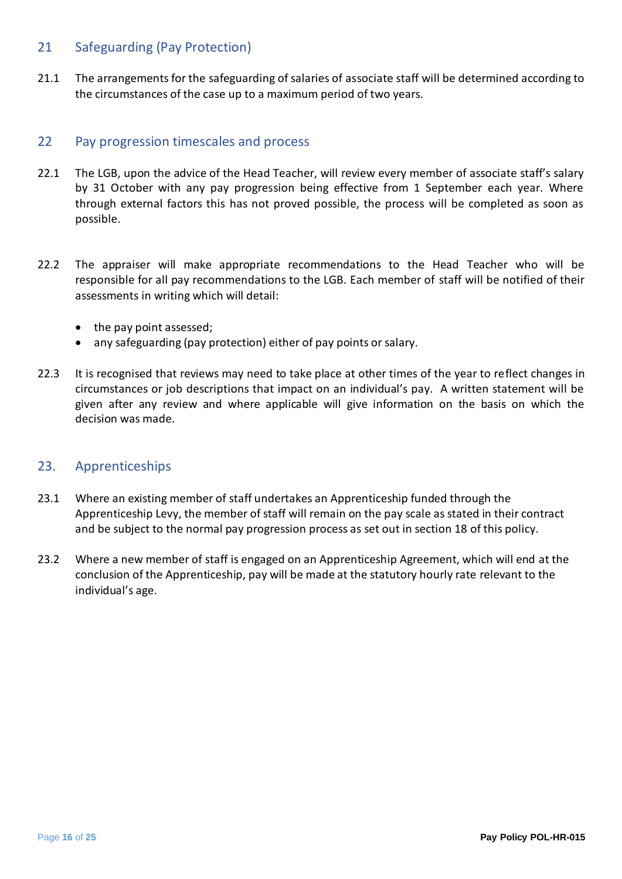## 21 Safeguarding (Pay Protection)

21.1 The arrangements for the safeguarding of salaries of associate staff will be determined according to the circumstances of the case up to a maximum period of two years.

## 22 Pay progression timescales and process

22.1 The LGB, upon the advice of the Head Teacher, will review every member of associate staff's salary by 31 October with any pay progression being effective from 1 September each year. Where through external factors this has not proved possible, the process will be completed as soon as possible.

22.2 The appraiser will make appropriate recommendations to the Head Teacher who will be responsible for all pay recommendations to the LGB. Each member of staff will be notified of their assessments in writing which will detail:

- the pay point assessed;
- any safeguarding (pay protection) either of pay points or salary.

22.3 It is recognised that reviews may need to take place at other times of the year to reflect changes in circumstances or job descriptions that impact on an individual's pay. A written statement will be given after any review and where applicable will give information on the basis on which the decision was made.

## 23. Apprenticeships

23.1 Where an existing member of staff undertakes an Apprenticeship funded through the Apprenticeship Levy, the member of staff will remain on the pay scale as stated in their contract and be subject to the normal pay progression process as set out in section 18 of this policy.

23.2 Where a new member of staff is engaged on an Apprenticeship Agreement, which will end at the conclusion of the Apprenticeship, pay will be made at the statutory hourly rate relevant to the individual's age.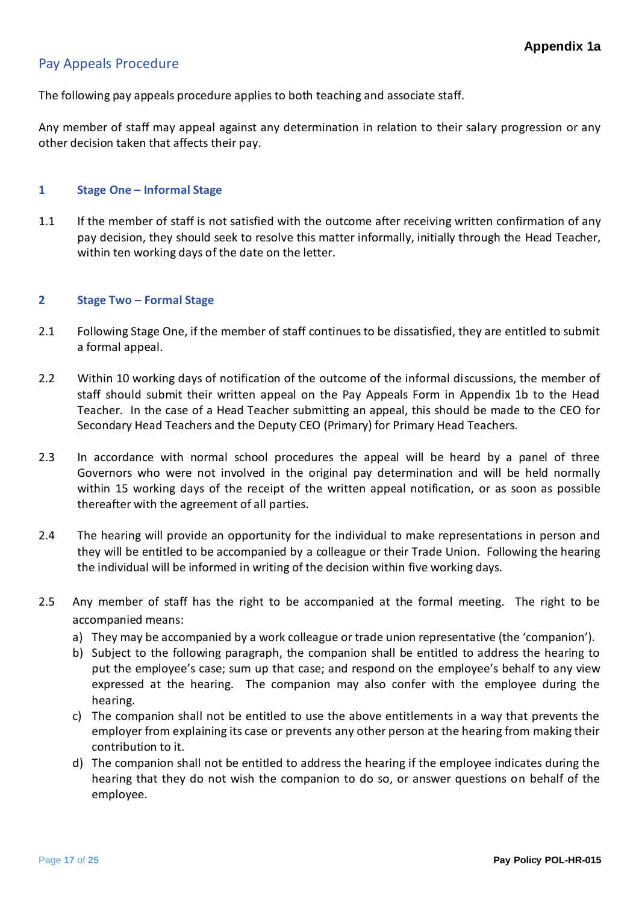**Appendix 1a**

# Pay Appeals Procedure

The following pay appeals procedure applies to both teaching and associate staff.

Any member of staff may appeal against any determination in relation to their salary progression or any other decision taken that affects their pay.

## 1 Stage One – Informal Stage

1.1 If the member of staff is not satisfied with the outcome after receiving written confirmation of any pay decision, they should seek to resolve this matter informally, initially through the Head Teacher, within ten working days of the date on the letter.

## 2 Stage Two – Formal Stage

2.1 Following Stage One, if the member of staff continues to be dissatisfied, they are entitled to submit a formal appeal.

2.2 Within 10 working days of notification of the outcome of the informal discussions, the member of staff should submit their written appeal on the Pay Appeals Form in Appendix 1b to the Head Teacher. In the case of a Head Teacher submitting an appeal, this should be made to the CEO for Secondary Head Teachers and the Deputy CEO (Primary) for Primary Head Teachers.

2.3 In accordance with normal school procedures the appeal will be heard by a panel of three Governors who were not involved in the original pay determination and will be held normally within 15 working days of the receipt of the written appeal notification, or as soon as possible thereafter with the agreement of all parties.

2.4 The hearing will provide an opportunity for the individual to make representations in person and they will be entitled to be accompanied by a colleague or their Trade Union. Following the hearing the individual will be informed in writing of the decision within five working days.

2.5 Any member of staff has the right to be accompanied at the formal meeting. The right to be accompanied means:

a) They may be accompanied by a work colleague or trade union representative (the 'companion').
b) Subject to the following paragraph, the companion shall be entitled to address the hearing to put the employee's case; sum up that case; and respond on the employee's behalf to any view expressed at the hearing. The companion may also confer with the employee during the hearing.
c) The companion shall not be entitled to use the above entitlements in a way that prevents the employer from explaining its case or prevents any other person at the hearing from making their contribution to it.
d) The companion shall not be entitled to address the hearing if the employee indicates during the hearing that they do not wish the companion to do so, or answer questions on behalf of the employee.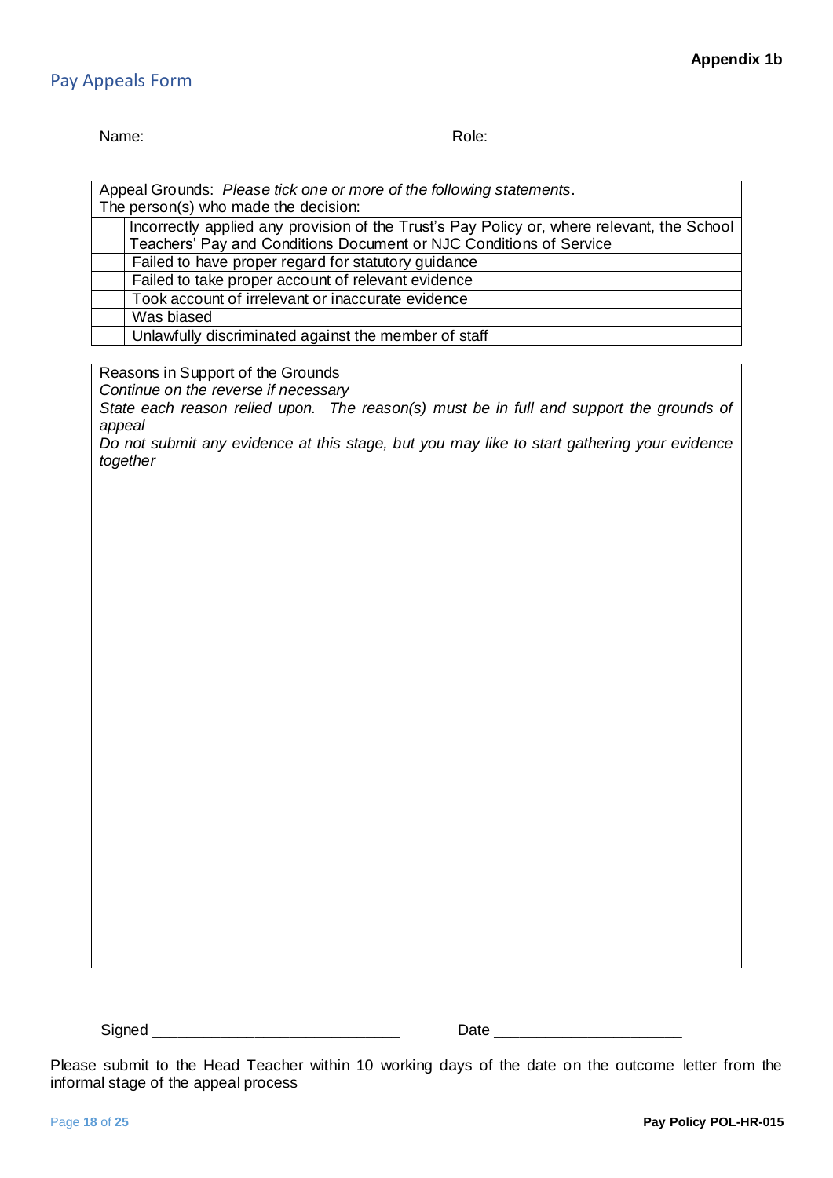**Appendix 1b**

## Pay Appeals Form

Name: Role:

| Appeal Grounds: *Please tick one or more of the following statements*. The person(s) who made the decision: | |
|---|---|
| | Incorrectly applied any provision of the Trust's Pay Policy or, where relevant, the School Teachers' Pay and Conditions Document or NJC Conditions of Service |
| | Failed to have proper regard for statutory guidance |
| | Failed to take proper account of relevant evidence |
| | Took account of irrelevant or inaccurate evidence |
| | Was biased |
| | Unlawfully discriminated against the member of staff |

| Reasons in Support of the Grounds |
|---|
| *Continue on the reverse if necessary* *State each reason relied upon. The reason(s) must be in full and support the grounds of appeal* *Do not submit any evidence at this stage, but you may like to start gathering your evidence together* |

Signed ______________________________ Date ______________________

Please submit to the Head Teacher within 10 working days of the date on the outcome letter from the informal stage of the appeal process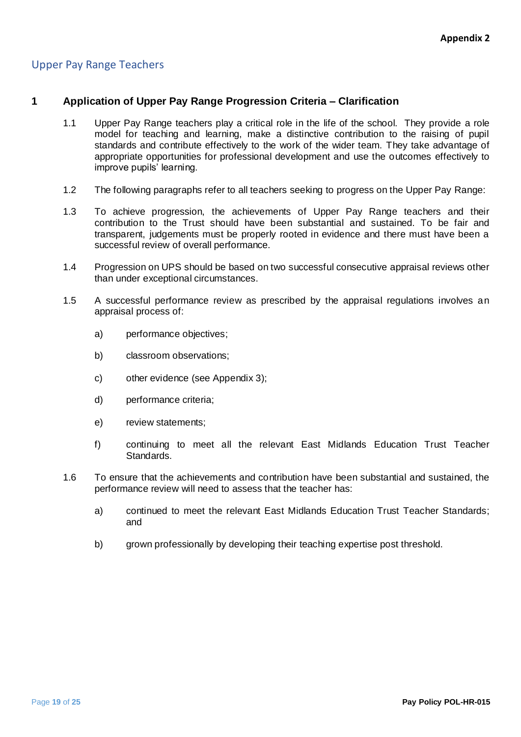**Appendix 2**

## Upper Pay Range Teachers

### 1 Application of Upper Pay Range Progression Criteria – Clarification

1.1 Upper Pay Range teachers play a critical role in the life of the school. They provide a role model for teaching and learning, make a distinctive contribution to the raising of pupil standards and contribute effectively to the work of the wider team. They take advantage of appropriate opportunities for professional development and use the outcomes effectively to improve pupils' learning.

1.2 The following paragraphs refer to all teachers seeking to progress on the Upper Pay Range:

1.3 To achieve progression, the achievements of Upper Pay Range teachers and their contribution to the Trust should have been substantial and sustained. To be fair and transparent, judgements must be properly rooted in evidence and there must have been a successful review of overall performance.

1.4 Progression on UPS should be based on two successful consecutive appraisal reviews other than under exceptional circumstances.

1.5 A successful performance review as prescribed by the appraisal regulations involves an appraisal process of:

a) performance objectives;

b) classroom observations;

c) other evidence (see Appendix 3);

d) performance criteria;

e) review statements;

f) continuing to meet all the relevant East Midlands Education Trust Teacher Standards.

1.6 To ensure that the achievements and contribution have been substantial and sustained, the performance review will need to assess that the teacher has:

a) continued to meet the relevant East Midlands Education Trust Teacher Standards; and

b) grown professionally by developing their teaching expertise post threshold.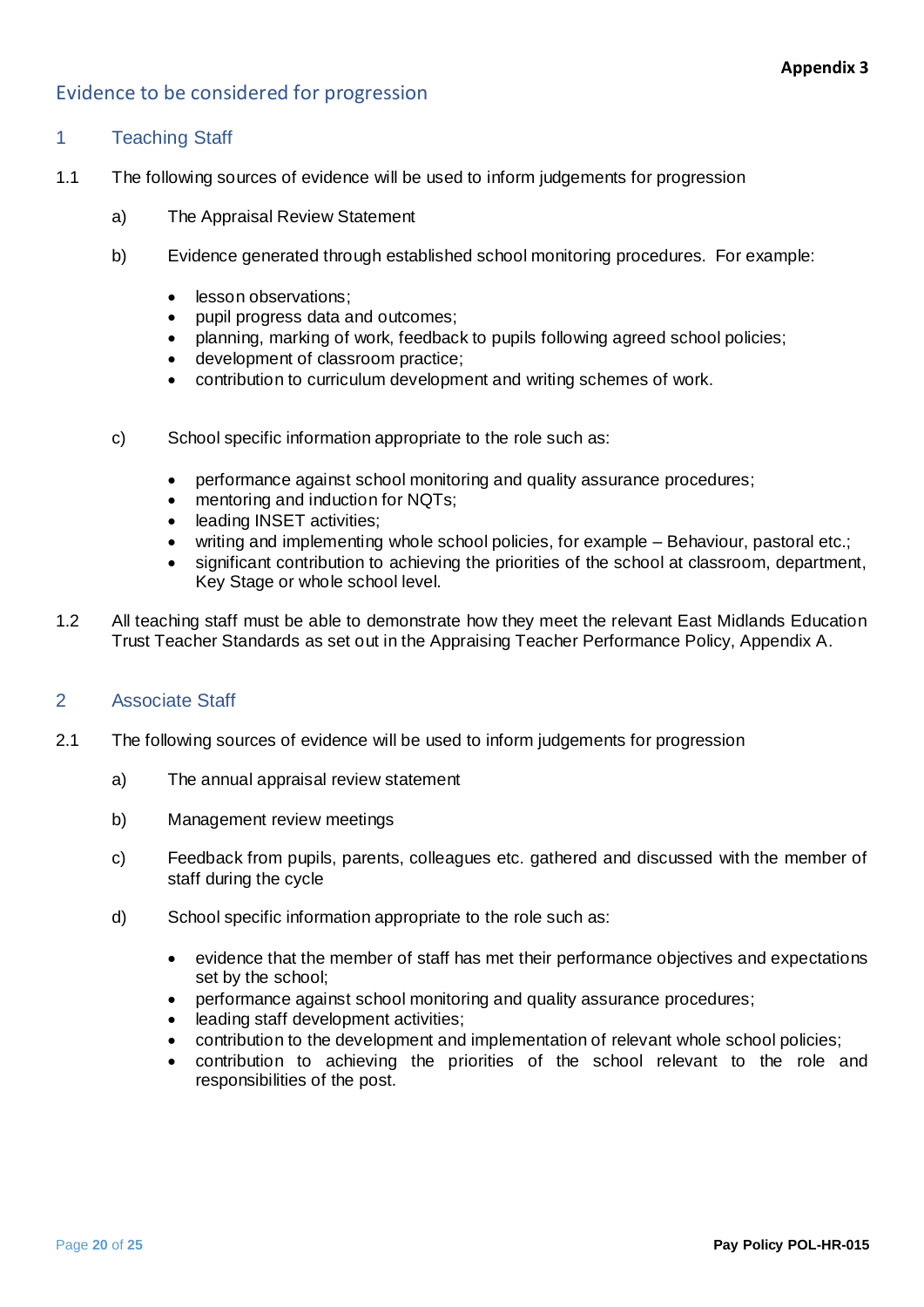**Appendix 3**

## Evidence to be considered for progression

### 1 Teaching Staff

1.1 The following sources of evidence will be used to inform judgements for progression

a) The Appraisal Review Statement

b) Evidence generated through established school monitoring procedures. For example:

- lesson observations;
- pupil progress data and outcomes;
- planning, marking of work, feedback to pupils following agreed school policies;
- development of classroom practice;
- contribution to curriculum development and writing schemes of work.

c) School specific information appropriate to the role such as:

- performance against school monitoring and quality assurance procedures;
- mentoring and induction for NQTs;
- leading INSET activities;
- writing and implementing whole school policies, for example – Behaviour, pastoral etc.;
- significant contribution to achieving the priorities of the school at classroom, department, Key Stage or whole school level.

1.2 All teaching staff must be able to demonstrate how they meet the relevant East Midlands Education Trust Teacher Standards as set out in the Appraising Teacher Performance Policy, Appendix A.

### 2 Associate Staff

2.1 The following sources of evidence will be used to inform judgements for progression

a) The annual appraisal review statement

b) Management review meetings

c) Feedback from pupils, parents, colleagues etc. gathered and discussed with the member of staff during the cycle

d) School specific information appropriate to the role such as:

- evidence that the member of staff has met their performance objectives and expectations set by the school;
- performance against school monitoring and quality assurance procedures;
- leading staff development activities;
- contribution to the development and implementation of relevant whole school policies;
- contribution to achieving the priorities of the school relevant to the role and responsibilities of the post.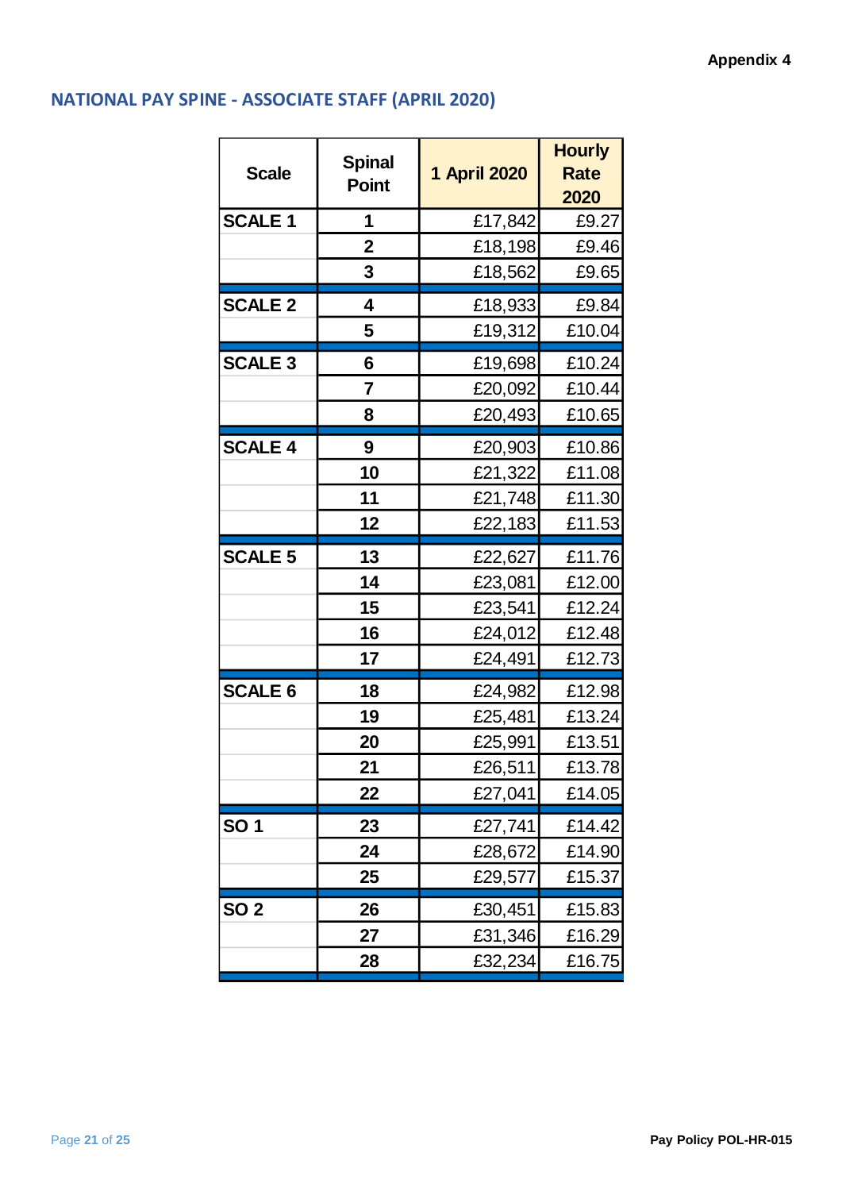Appendix 4

## NATIONAL PAY SPINE - ASSOCIATE STAFF (APRIL 2020)

| Scale | Spinal Point | 1 April 2020 | Hourly Rate 2020 |
|---|---|---|---|
| SCALE 1 | 1 | £17,842 | £9.27 |
| | 2 | £18,198 | £9.46 |
| | 3 | £18,562 | £9.65 |
| SCALE 2 | 4 | £18,933 | £9.84 |
| | 5 | £19,312 | £10.04 |
| SCALE 3 | 6 | £19,698 | £10.24 |
| | 7 | £20,092 | £10.44 |
| | 8 | £20,493 | £10.65 |
| SCALE 4 | 9 | £20,903 | £10.86 |
| | 10 | £21,322 | £11.08 |
| | 11 | £21,748 | £11.30 |
| | 12 | £22,183 | £11.53 |
| SCALE 5 | 13 | £22,627 | £11.76 |
| | 14 | £23,081 | £12.00 |
| | 15 | £23,541 | £12.24 |
| | 16 | £24,012 | £12.48 |
| | 17 | £24,491 | £12.73 |
| SCALE 6 | 18 | £24,982 | £12.98 |
| | 19 | £25,481 | £13.24 |
| | 20 | £25,991 | £13.51 |
| | 21 | £26,511 | £13.78 |
| | 22 | £27,041 | £14.05 |
| SO 1 | 23 | £27,741 | £14.42 |
| | 24 | £28,672 | £14.90 |
| | 25 | £29,577 | £15.37 |
| SO 2 | 26 | £30,451 | £15.83 |
| | 27 | £31,346 | £16.29 |
| | 28 | £32,234 | £16.75 |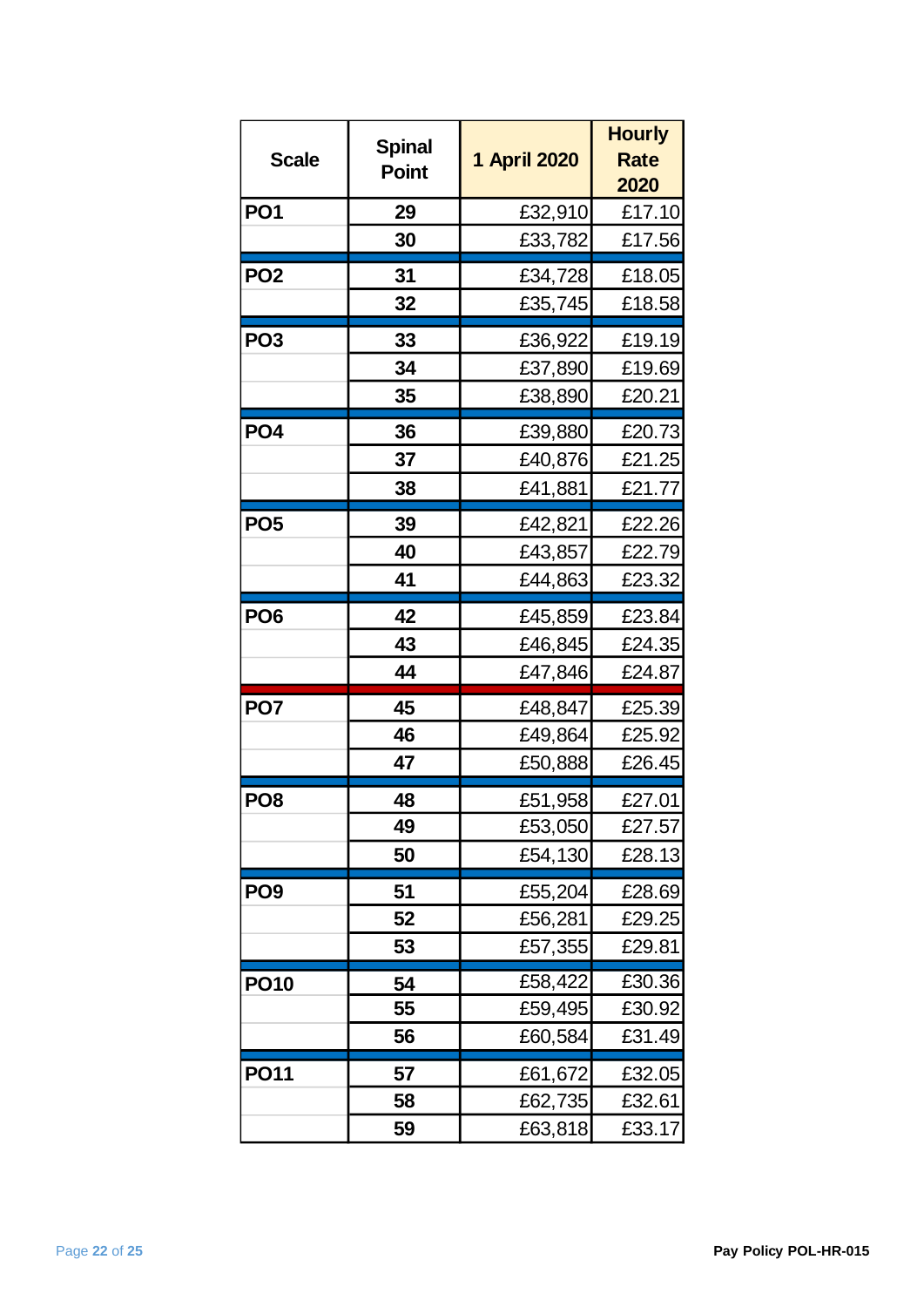| Scale | Spinal Point | 1 April 2020 | Hourly Rate 2020 |
|---|---|---|---|
| **PO1** | **29** | £32,910 | £17.10 |
| | **30** | £33,782 | £17.56 |
| **PO2** | **31** | £34,728 | £18.05 |
| | **32** | £35,745 | £18.58 |
| **PO3** | **33** | £36,922 | £19.19 |
| | **34** | £37,890 | £19.69 |
| | **35** | £38,890 | £20.21 |
| **PO4** | **36** | £39,880 | £20.73 |
| | **37** | £40,876 | £21.25 |
| | **38** | £41,881 | £21.77 |
| **PO5** | **39** | £42,821 | £22.26 |
| | **40** | £43,857 | £22.79 |
| | **41** | £44,863 | £23.32 |
| **PO6** | **42** | £45,859 | £23.84 |
| | **43** | £46,845 | £24.35 |
| | **44** | £47,846 | £24.87 |
| **PO7** | **45** | £48,847 | £25.39 |
| | **46** | £49,864 | £25.92 |
| | **47** | £50,888 | £26.45 |
| **PO8** | **48** | £51,958 | £27.01 |
| | **49** | £53,050 | £27.57 |
| | **50** | £54,130 | £28.13 |
| **PO9** | **51** | £55,204 | £28.69 |
| | **52** | £56,281 | £29.25 |
| | **53** | £57,355 | £29.81 |
| **PO10** | **54** | £58,422 | £30.36 |
| | **55** | £59,495 | £30.92 |
| | **56** | £60,584 | £31.49 |
| **PO11** | **57** | £61,672 | £32.05 |
| | **58** | £62,735 | £32.61 |
| | **59** | £63,818 | £33.17 |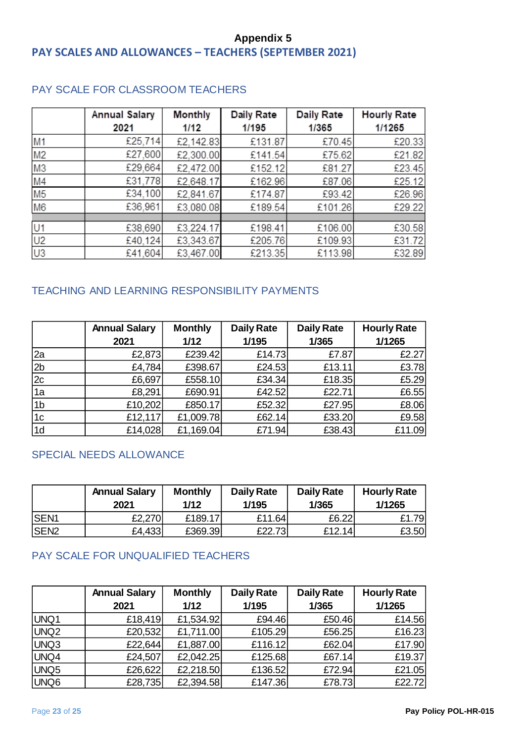# Appendix 5

## PAY SCALES AND ALLOWANCES – TEACHERS (SEPTEMBER 2021)

### PAY SCALE FOR CLASSROOM TEACHERS

| | Annual Salary 2021 | Monthly 1/12 | Daily Rate 1/195 | Daily Rate 1/365 | Hourly Rate 1/1265 |
|---|---|---|---|---|---|
| M1 | £25,714 | £2,142.83 | £131.87 | £70.45 | £20.33 |
| M2 | £27,600 | £2,300.00 | £141.54 | £75.62 | £21.82 |
| M3 | £29,664 | £2,472.00 | £152.12 | £81.27 | £23.45 |
| M4 | £31,778 | £2,648.17 | £162.96 | £87.06 | £25.12 |
| M5 | £34,100 | £2,841.67 | £174.87 | £93.42 | £26.96 |
| M6 | £36,961 | £3,080.08 | £189.54 | £101.26 | £29.22 |
| | | | | | |
| U1 | £38,690 | £3,224.17 | £198.41 | £106.00 | £30.58 |
| U2 | £40,124 | £3,343.67 | £205.76 | £109.93 | £31.72 |
| U3 | £41,604 | £3,467.00 | £213.35 | £113.98 | £32.89 |

### TEACHING AND LEARNING RESPONSIBILITY PAYMENTS

| | Annual Salary 2021 | Monthly 1/12 | Daily Rate 1/195 | Daily Rate 1/365 | Hourly Rate 1/1265 |
|---|---|---|---|---|---|
| 2a | £2,873 | £239.42 | £14.73 | £7.87 | £2.27 |
| 2b | £4,784 | £398.67 | £24.53 | £13.11 | £3.78 |
| 2c | £6,697 | £558.10 | £34.34 | £18.35 | £5.29 |
| 1a | £8,291 | £690.91 | £42.52 | £22.71 | £6.55 |
| 1b | £10,202 | £850.17 | £52.32 | £27.95 | £8.06 |
| 1c | £12,117 | £1,009.78 | £62.14 | £33.20 | £9.58 |
| 1d | £14,028 | £1,169.04 | £71.94 | £38.43 | £11.09 |

### SPECIAL NEEDS ALLOWANCE

| | Annual Salary 2021 | Monthly 1/12 | Daily Rate 1/195 | Daily Rate 1/365 | Hourly Rate 1/1265 |
|---|---|---|---|---|---|
| SEN1 | £2,270 | £189.17 | £11.64 | £6.22 | £1.79 |
| SEN2 | £4,433 | £369.39 | £22.73 | £12.14 | £3.50 |

### PAY SCALE FOR UNQUALIFIED TEACHERS

| | Annual Salary 2021 | Monthly 1/12 | Daily Rate 1/195 | Daily Rate 1/365 | Hourly Rate 1/1265 |
|---|---|---|---|---|---|
| UNQ1 | £18,419 | £1,534.92 | £94.46 | £50.46 | £14.56 |
| UNQ2 | £20,532 | £1,711.00 | £105.29 | £56.25 | £16.23 |
| UNQ3 | £22,644 | £1,887.00 | £116.12 | £62.04 | £17.90 |
| UNQ4 | £24,507 | £2,042.25 | £125.68 | £67.14 | £19.37 |
| UNQ5 | £26,622 | £2,218.50 | £136.52 | £72.94 | £21.05 |
| UNQ6 | £28,735 | £2,394.58 | £147.36 | £78.73 | £22.72 |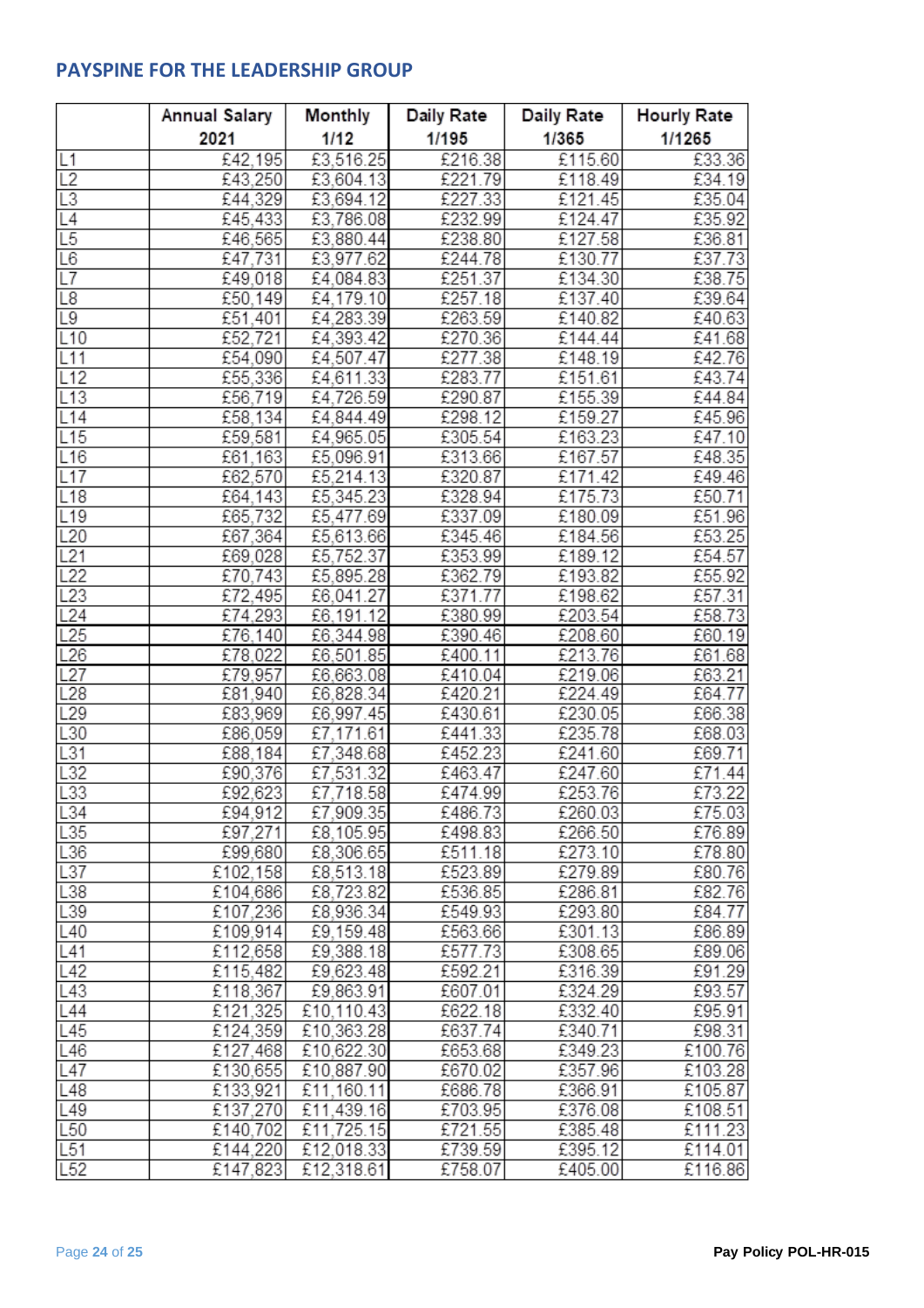## PAYSPINE FOR THE LEADERSHIP GROUP

| | Annual Salary 2021 | Monthly 1/12 | Daily Rate 1/195 | Daily Rate 1/365 | Hourly Rate 1/1265 |
|---|---|---|---|---|---|
| L1 | £42,195 | £3,516.25 | £216.38 | £115.60 | £33.36 |
| L2 | £43,250 | £3,604.13 | £221.79 | £118.49 | £34.19 |
| L3 | £44,329 | £3,694.12 | £227.33 | £121.45 | £35.04 |
| L4 | £45,433 | £3,786.08 | £232.99 | £124.47 | £35.92 |
| L5 | £46,565 | £3,880.44 | £238.80 | £127.58 | £36.81 |
| L6 | £47,731 | £3,977.62 | £244.78 | £130.77 | £37.73 |
| L7 | £49,018 | £4,084.83 | £251.37 | £134.30 | £38.75 |
| L8 | £50,149 | £4,179.10 | £257.18 | £137.40 | £39.64 |
| L9 | £51,401 | £4,283.39 | £263.59 | £140.82 | £40.63 |
| L10 | £52,721 | £4,393.42 | £270.36 | £144.44 | £41.68 |
| L11 | £54,090 | £4,507.47 | £277.38 | £148.19 | £42.76 |
| L12 | £55,336 | £4,611.33 | £283.77 | £151.61 | £43.74 |
| L13 | £56,719 | £4,726.59 | £290.87 | £155.39 | £44.84 |
| L14 | £58,134 | £4,844.49 | £298.12 | £159.27 | £45.96 |
| L15 | £59,581 | £4,965.05 | £305.54 | £163.23 | £47.10 |
| L16 | £61,163 | £5,096.91 | £313.66 | £167.57 | £48.35 |
| L17 | £62,570 | £5,214.13 | £320.87 | £171.42 | £49.46 |
| L18 | £64,143 | £5,345.23 | £328.94 | £175.73 | £50.71 |
| L19 | £65,732 | £5,477.69 | £337.09 | £180.09 | £51.96 |
| L20 | £67,364 | £5,613.66 | £345.46 | £184.56 | £53.25 |
| L21 | £69,028 | £5,752.37 | £353.99 | £189.12 | £54.57 |
| L22 | £70,743 | £5,895.28 | £362.79 | £193.82 | £55.92 |
| L23 | £72,495 | £6,041.27 | £371.77 | £198.62 | £57.31 |
| L24 | £74,293 | £6,191.12 | £380.99 | £203.54 | £58.73 |
| L25 | £76,140 | £6,344.98 | £390.46 | £208.60 | £60.19 |
| L26 | £78,022 | £6,501.85 | £400.11 | £213.76 | £61.68 |
| L27 | £79,957 | £6,663.08 | £410.04 | £219.06 | £63.21 |
| L28 | £81,940 | £6,828.34 | £420.21 | £224.49 | £64.77 |
| L29 | £83,969 | £6,997.45 | £430.61 | £230.05 | £66.38 |
| L30 | £86,059 | £7,171.61 | £441.33 | £235.78 | £68.03 |
| L31 | £88,184 | £7,348.68 | £452.23 | £241.60 | £69.71 |
| L32 | £90,376 | £7,531.32 | £463.47 | £247.60 | £71.44 |
| L33 | £92,623 | £7,718.58 | £474.99 | £253.76 | £73.22 |
| L34 | £94,912 | £7,909.35 | £486.73 | £260.03 | £75.03 |
| L35 | £97,271 | £8,105.95 | £498.83 | £266.50 | £76.89 |
| L36 | £99,680 | £8,306.65 | £511.18 | £273.10 | £78.80 |
| L37 | £102,158 | £8,513.18 | £523.89 | £279.89 | £80.76 |
| L38 | £104,686 | £8,723.82 | £536.85 | £286.81 | £82.76 |
| L39 | £107,236 | £8,936.34 | £549.93 | £293.80 | £84.77 |
| L40 | £109,914 | £9,159.48 | £563.66 | £301.13 | £86.89 |
| L41 | £112,658 | £9,388.18 | £577.73 | £308.65 | £89.06 |
| L42 | £115,482 | £9,623.48 | £592.21 | £316.39 | £91.29 |
| L43 | £118,367 | £9,863.91 | £607.01 | £324.29 | £93.57 |
| L44 | £121,325 | £10,110.43 | £622.18 | £332.40 | £95.91 |
| L45 | £124,359 | £10,363.28 | £637.74 | £340.71 | £98.31 |
| L46 | £127,468 | £10,622.30 | £653.68 | £349.23 | £100.76 |
| L47 | £130,655 | £10,887.90 | £670.02 | £357.96 | £103.28 |
| L48 | £133,921 | £11,160.11 | £686.78 | £366.91 | £105.87 |
| L49 | £137,270 | £11,439.16 | £703.95 | £376.08 | £108.51 |
| L50 | £140,702 | £11,725.15 | £721.55 | £385.48 | £111.23 |
| L51 | £144,220 | £12,018.33 | £739.59 | £395.12 | £114.01 |
| L52 | £147,823 | £12,318.61 | £758.07 | £405.00 | £116.86 |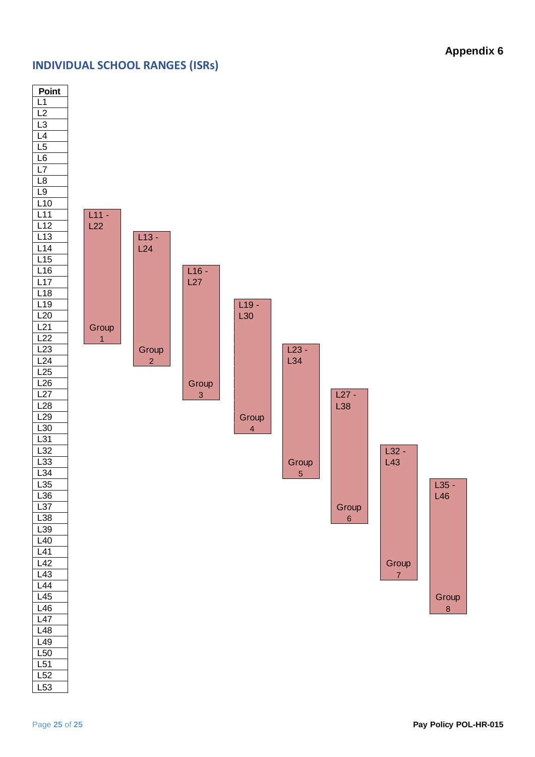Appendix 6

## INDIVIDUAL SCHOOL RANGES (ISRs)

| Point |
|---|
| L1 |
| L2 |
| L3 |
| L4 |
| L5 |
| L6 |
| L7 |
| L8 |
| L9 |
| L10 |
| L11 |
| L12 |
| L13 |
| L14 |
| L15 |
| L16 |
| L17 |
| L18 |
| L19 |
| L20 |
| L21 |
| L22 |
| L23 |
| L24 |
| L25 |
| L26 |
| L27 |
| L28 |
| L29 |
| L30 |
| L31 |
| L32 |
| L33 |
| L34 |
| L35 |
| L36 |
| L37 |
| L38 |
| L39 |
| L40 |
| L41 |
| L42 |
| L43 |
| L44 |
| L45 |
| L46 |
| L47 |
| L48 |
| L49 |
| L50 |
| L51 |
| L52 |
| L53 |

L11 - L22 Group 1

L13 - L24 Group 2

L16 - L27 Group 3

L19 - L30 Group 4

L23 - L34 Group 5

L27 - L38 Group 6

L32 - L43 Group 7

L35 - L46 Group 8

Pay Policy POL-HR-015